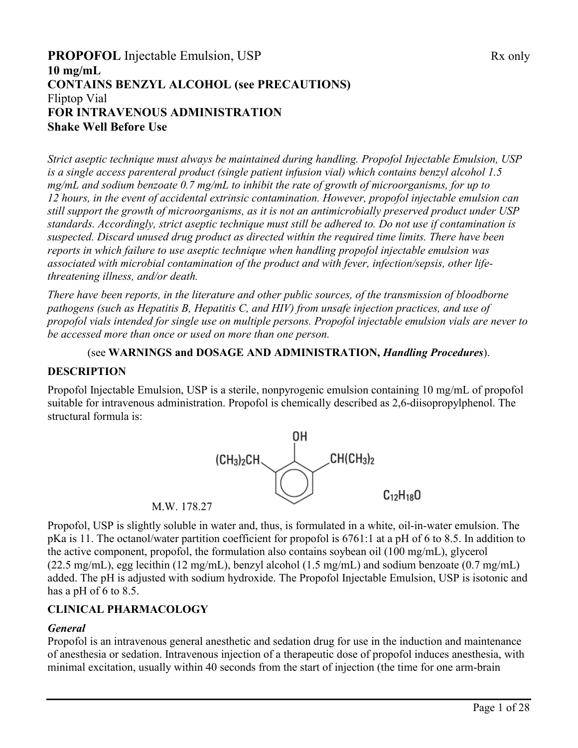**PROPOFOL** Injectable Emulsion, USP Rx only
**10 mg/mL**
**CONTAINS BENZYL ALCOHOL (see PRECAUTIONS)**
Fliptop Vial
**FOR INTRAVENOUS ADMINISTRATION**
**Shake Well Before Use**

*Strict aseptic technique must always be maintained during handling. Propofol Injectable Emulsion, USP is a single access parenteral product (single patient infusion vial) which contains benzyl alcohol 1.5 mg/mL and sodium benzoate 0.7 mg/mL to inhibit the rate of growth of microorganisms, for up to 12 hours, in the event of accidental extrinsic contamination. However, propofol injectable emulsion can still support the growth of microorganisms, as it is not an antimicrobially preserved product under USP standards. Accordingly, strict aseptic technique must still be adhered to. Do not use if contamination is suspected. Discard unused drug product as directed within the required time limits. There have been reports in which failure to use aseptic technique when handling propofol injectable emulsion was associated with microbial contamination of the product and with fever, infection/sepsis, other life-threatening illness, and/or death.*

*There have been reports, in the literature and other public sources, of the transmission of bloodborne pathogens (such as Hepatitis B, Hepatitis C, and HIV) from unsafe injection practices, and use of propofol vials intended for single use on multiple persons. Propofol injectable emulsion vials are never to be accessed more than once or used on more than one person.*

(see **WARNINGS and DOSAGE AND ADMINISTRATION,** ***Handling Procedures***).

## DESCRIPTION

Propofol Injectable Emulsion, USP is a sterile, nonpyrogenic emulsion containing 10 mg/mL of propofol suitable for intravenous administration. Propofol is chemically described as 2,6-diisopropylphenol. The structural formula is:

$(CH_3)_2CH$ — OH — $CH(CH_3)_2$

M.W. 178.27 $C_{12}H_{18}O$

Propofol, USP is slightly soluble in water and, thus, is formulated in a white, oil-in-water emulsion. The pKa is 11. The octanol/water partition coefficient for propofol is 6761:1 at a pH of 6 to 8.5. In addition to the active component, propofol, the formulation also contains soybean oil (100 mg/mL), glycerol (22.5 mg/mL), egg lecithin (12 mg/mL), benzyl alcohol (1.5 mg/mL) and sodium benzoate (0.7 mg/mL) added. The pH is adjusted with sodium hydroxide. The Propofol Injectable Emulsion, USP is isotonic and has a pH of 6 to 8.5.

## CLINICAL PHARMACOLOGY

### *General*

Propofol is an intravenous general anesthetic and sedation drug for use in the induction and maintenance of anesthesia or sedation. Intravenous injection of a therapeutic dose of propofol induces anesthesia, with minimal excitation, usually within 40 seconds from the start of injection (the time for one arm-brain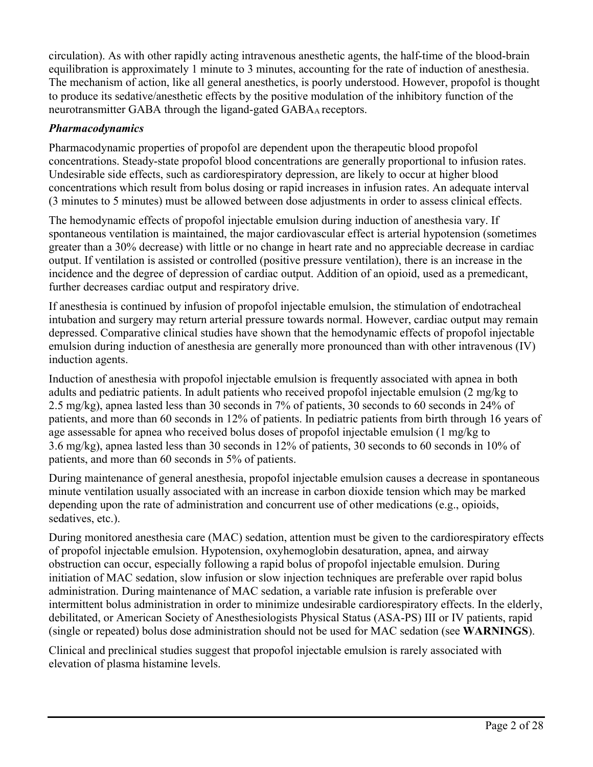circulation). As with other rapidly acting intravenous anesthetic agents, the half-time of the blood-brain equilibration is approximately 1 minute to 3 minutes, accounting for the rate of induction of anesthesia. The mechanism of action, like all general anesthetics, is poorly understood. However, propofol is thought to produce its sedative/anesthetic effects by the positive modulation of the inhibitory function of the neurotransmitter GABA through the ligand-gated $GABA_A$ receptors.

***Pharmacodynamics***

Pharmacodynamic properties of propofol are dependent upon the therapeutic blood propofol concentrations. Steady-state propofol blood concentrations are generally proportional to infusion rates. Undesirable side effects, such as cardiorespiratory depression, are likely to occur at higher blood concentrations which result from bolus dosing or rapid increases in infusion rates. An adequate interval (3 minutes to 5 minutes) must be allowed between dose adjustments in order to assess clinical effects.

The hemodynamic effects of propofol injectable emulsion during induction of anesthesia vary. If spontaneous ventilation is maintained, the major cardiovascular effect is arterial hypotension (sometimes greater than a 30% decrease) with little or no change in heart rate and no appreciable decrease in cardiac output. If ventilation is assisted or controlled (positive pressure ventilation), there is an increase in the incidence and the degree of depression of cardiac output. Addition of an opioid, used as a premedicant, further decreases cardiac output and respiratory drive.

If anesthesia is continued by infusion of propofol injectable emulsion, the stimulation of endotracheal intubation and surgery may return arterial pressure towards normal. However, cardiac output may remain depressed. Comparative clinical studies have shown that the hemodynamic effects of propofol injectable emulsion during induction of anesthesia are generally more pronounced than with other intravenous (IV) induction agents.

Induction of anesthesia with propofol injectable emulsion is frequently associated with apnea in both adults and pediatric patients. In adult patients who received propofol injectable emulsion (2 mg/kg to 2.5 mg/kg), apnea lasted less than 30 seconds in 7% of patients, 30 seconds to 60 seconds in 24% of patients, and more than 60 seconds in 12% of patients. In pediatric patients from birth through 16 years of age assessable for apnea who received bolus doses of propofol injectable emulsion (1 mg/kg to 3.6 mg/kg), apnea lasted less than 30 seconds in 12% of patients, 30 seconds to 60 seconds in 10% of patients, and more than 60 seconds in 5% of patients.

During maintenance of general anesthesia, propofol injectable emulsion causes a decrease in spontaneous minute ventilation usually associated with an increase in carbon dioxide tension which may be marked depending upon the rate of administration and concurrent use of other medications (e.g., opioids, sedatives, etc.).

During monitored anesthesia care (MAC) sedation, attention must be given to the cardiorespiratory effects of propofol injectable emulsion. Hypotension, oxyhemoglobin desaturation, apnea, and airway obstruction can occur, especially following a rapid bolus of propofol injectable emulsion. During initiation of MAC sedation, slow infusion or slow injection techniques are preferable over rapid bolus administration. During maintenance of MAC sedation, a variable rate infusion is preferable over intermittent bolus administration in order to minimize undesirable cardiorespiratory effects. In the elderly, debilitated, or American Society of Anesthesiologists Physical Status (ASA-PS) III or IV patients, rapid (single or repeated) bolus dose administration should not be used for MAC sedation (see **WARNINGS**).

Clinical and preclinical studies suggest that propofol injectable emulsion is rarely associated with elevation of plasma histamine levels.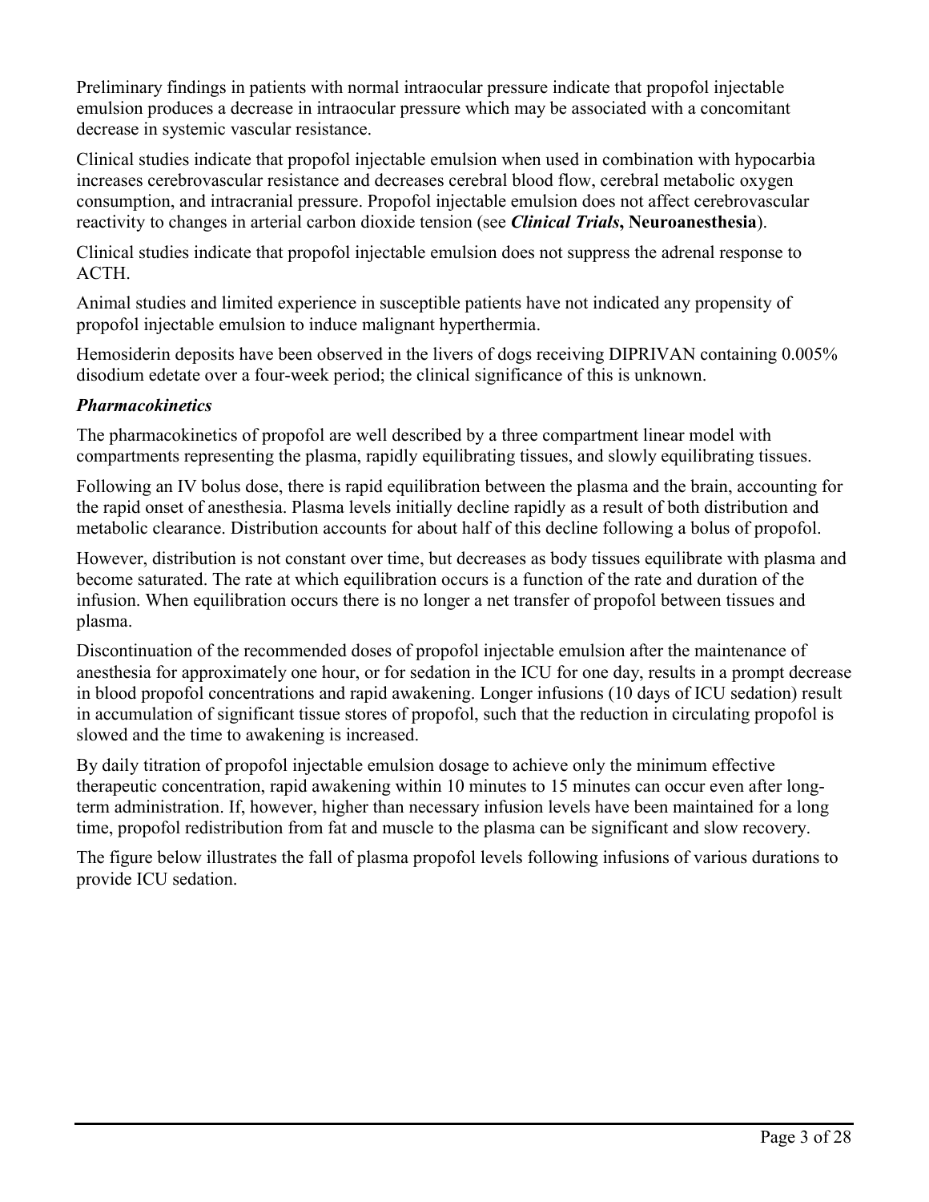Preliminary findings in patients with normal intraocular pressure indicate that propofol injectable emulsion produces a decrease in intraocular pressure which may be associated with a concomitant decrease in systemic vascular resistance.

Clinical studies indicate that propofol injectable emulsion when used in combination with hypocarbia increases cerebrovascular resistance and decreases cerebral blood flow, cerebral metabolic oxygen consumption, and intracranial pressure. Propofol injectable emulsion does not affect cerebrovascular reactivity to changes in arterial carbon dioxide tension (see ***Clinical Trials*, Neuroanesthesia**).

Clinical studies indicate that propofol injectable emulsion does not suppress the adrenal response to ACTH.

Animal studies and limited experience in susceptible patients have not indicated any propensity of propofol injectable emulsion to induce malignant hyperthermia.

Hemosiderin deposits have been observed in the livers of dogs receiving DIPRIVAN containing 0.005% disodium edetate over a four-week period; the clinical significance of this is unknown.

### *Pharmacokinetics*

The pharmacokinetics of propofol are well described by a three compartment linear model with compartments representing the plasma, rapidly equilibrating tissues, and slowly equilibrating tissues.

Following an IV bolus dose, there is rapid equilibration between the plasma and the brain, accounting for the rapid onset of anesthesia. Plasma levels initially decline rapidly as a result of both distribution and metabolic clearance. Distribution accounts for about half of this decline following a bolus of propofol.

However, distribution is not constant over time, but decreases as body tissues equilibrate with plasma and become saturated. The rate at which equilibration occurs is a function of the rate and duration of the infusion. When equilibration occurs there is no longer a net transfer of propofol between tissues and plasma.

Discontinuation of the recommended doses of propofol injectable emulsion after the maintenance of anesthesia for approximately one hour, or for sedation in the ICU for one day, results in a prompt decrease in blood propofol concentrations and rapid awakening. Longer infusions (10 days of ICU sedation) result in accumulation of significant tissue stores of propofol, such that the reduction in circulating propofol is slowed and the time to awakening is increased.

By daily titration of propofol injectable emulsion dosage to achieve only the minimum effective therapeutic concentration, rapid awakening within 10 minutes to 15 minutes can occur even after long-term administration. If, however, higher than necessary infusion levels have been maintained for a long time, propofol redistribution from fat and muscle to the plasma can be significant and slow recovery.

The figure below illustrates the fall of plasma propofol levels following infusions of various durations to provide ICU sedation.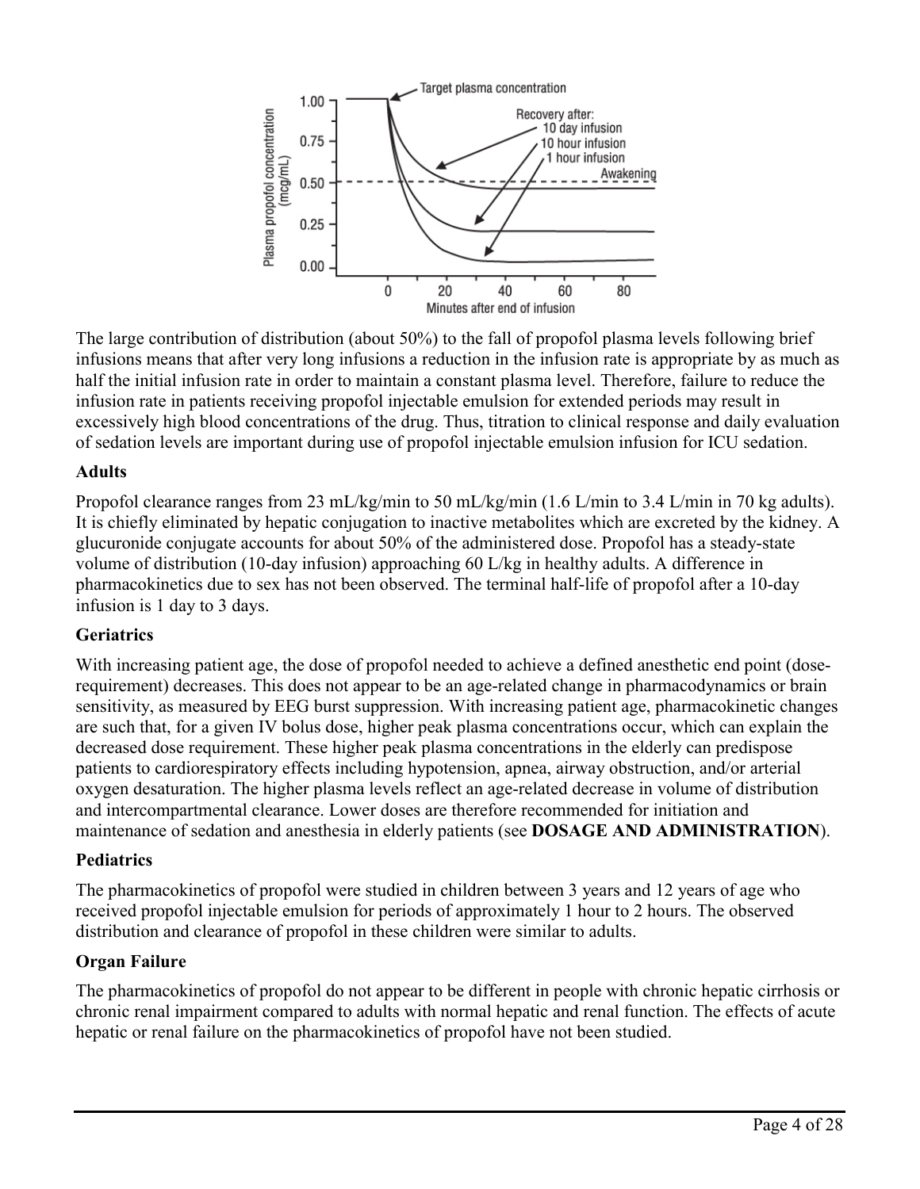The large contribution of distribution (about 50%) to the fall of propofol plasma levels following brief infusions means that after very long infusions a reduction in the infusion rate is appropriate by as much as half the initial infusion rate in order to maintain a constant plasma level. Therefore, failure to reduce the infusion rate in patients receiving propofol injectable emulsion for extended periods may result in excessively high blood concentrations of the drug. Thus, titration to clinical response and daily evaluation of sedation levels are important during use of propofol injectable emulsion infusion for ICU sedation.

### Adults

Propofol clearance ranges from 23 mL/kg/min to 50 mL/kg/min (1.6 L/min to 3.4 L/min in 70 kg adults). It is chiefly eliminated by hepatic conjugation to inactive metabolites which are excreted by the kidney. A glucuronide conjugate accounts for about 50% of the administered dose. Propofol has a steady-state volume of distribution (10-day infusion) approaching 60 L/kg in healthy adults. A difference in pharmacokinetics due to sex has not been observed. The terminal half-life of propofol after a 10-day infusion is 1 day to 3 days.

### Geriatrics

With increasing patient age, the dose of propofol needed to achieve a defined anesthetic end point (dose-requirement) decreases. This does not appear to be an age-related change in pharmacodynamics or brain sensitivity, as measured by EEG burst suppression. With increasing patient age, pharmacokinetic changes are such that, for a given IV bolus dose, higher peak plasma concentrations occur, which can explain the decreased dose requirement. These higher peak plasma concentrations in the elderly can predispose patients to cardiorespiratory effects including hypotension, apnea, airway obstruction, and/or arterial oxygen desaturation. The higher plasma levels reflect an age-related decrease in volume of distribution and intercompartmental clearance. Lower doses are therefore recommended for initiation and maintenance of sedation and anesthesia in elderly patients (see **DOSAGE AND ADMINISTRATION**).

### Pediatrics

The pharmacokinetics of propofol were studied in children between 3 years and 12 years of age who received propofol injectable emulsion for periods of approximately 1 hour to 2 hours. The observed distribution and clearance of propofol in these children were similar to adults.

### Organ Failure

The pharmacokinetics of propofol do not appear to be different in people with chronic hepatic cirrhosis or chronic renal impairment compared to adults with normal hepatic and renal function. The effects of acute hepatic or renal failure on the pharmacokinetics of propofol have not been studied.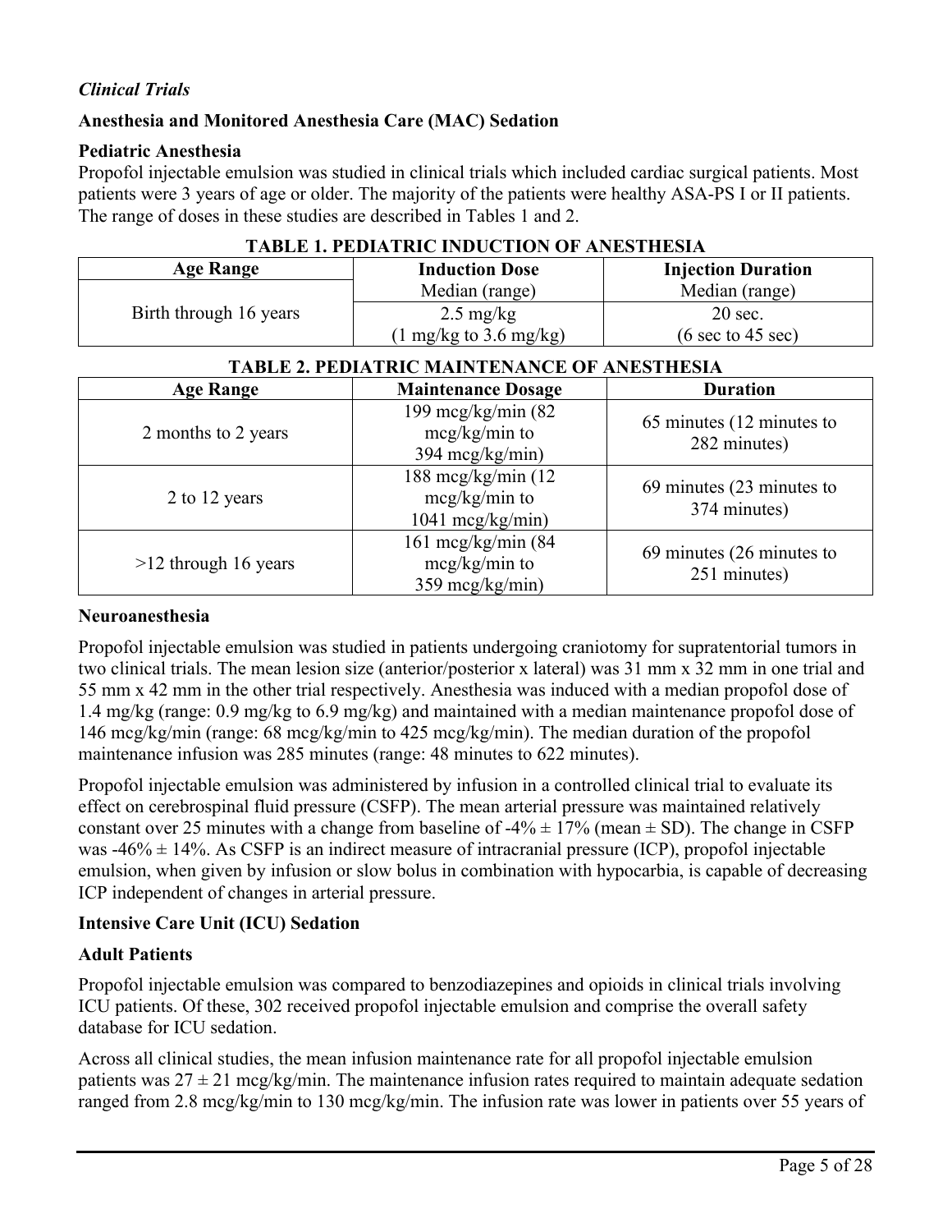*Clinical Trials*

**Anesthesia and Monitored Anesthesia Care (MAC) Sedation**

**Pediatric Anesthesia**

Propofol injectable emulsion was studied in clinical trials which included cardiac surgical patients. Most patients were 3 years of age or older. The majority of the patients were healthy ASA-PS I or II patients. The range of doses in these studies are described in Tables 1 and 2.

**TABLE 1. PEDIATRIC INDUCTION OF ANESTHESIA**

| Age Range | Induction Dose | Injection Duration |
|---|---|---|
| | Median (range) | Median (range) |
| Birth through 16 years | 2.5 mg/kg (1 mg/kg to 3.6 mg/kg) | 20 sec. (6 sec to 45 sec) |

**TABLE 2. PEDIATRIC MAINTENANCE OF ANESTHESIA**

| Age Range | Maintenance Dosage | Duration |
|---|---|---|
| 2 months to 2 years | 199 mcg/kg/min (82 mcg/kg/min to 394 mcg/kg/min) | 65 minutes (12 minutes to 282 minutes) |
| 2 to 12 years | 188 mcg/kg/min (12 mcg/kg/min to 1041 mcg/kg/min) | 69 minutes (23 minutes to 374 minutes) |
| >12 through 16 years | 161 mcg/kg/min (84 mcg/kg/min to 359 mcg/kg/min) | 69 minutes (26 minutes to 251 minutes) |

**Neuroanesthesia**

Propofol injectable emulsion was studied in patients undergoing craniotomy for supratentorial tumors in two clinical trials. The mean lesion size (anterior/posterior x lateral) was 31 mm x 32 mm in one trial and 55 mm x 42 mm in the other trial respectively. Anesthesia was induced with a median propofol dose of 1.4 mg/kg (range: 0.9 mg/kg to 6.9 mg/kg) and maintained with a median maintenance propofol dose of 146 mcg/kg/min (range: 68 mcg/kg/min to 425 mcg/kg/min). The median duration of the propofol maintenance infusion was 285 minutes (range: 48 minutes to 622 minutes).

Propofol injectable emulsion was administered by infusion in a controlled clinical trial to evaluate its effect on cerebrospinal fluid pressure (CSFP). The mean arterial pressure was maintained relatively constant over 25 minutes with a change from baseline of -4% ± 17% (mean ± SD). The change in CSFP was -46% ± 14%. As CSFP is an indirect measure of intracranial pressure (ICP), propofol injectable emulsion, when given by infusion or slow bolus in combination with hypocarbia, is capable of decreasing ICP independent of changes in arterial pressure.

**Intensive Care Unit (ICU) Sedation**

**Adult Patients**

Propofol injectable emulsion was compared to benzodiazepines and opioids in clinical trials involving ICU patients. Of these, 302 received propofol injectable emulsion and comprise the overall safety database for ICU sedation.

Across all clinical studies, the mean infusion maintenance rate for all propofol injectable emulsion patients was 27 ± 21 mcg/kg/min. The maintenance infusion rates required to maintain adequate sedation ranged from 2.8 mcg/kg/min to 130 mcg/kg/min. The infusion rate was lower in patients over 55 years of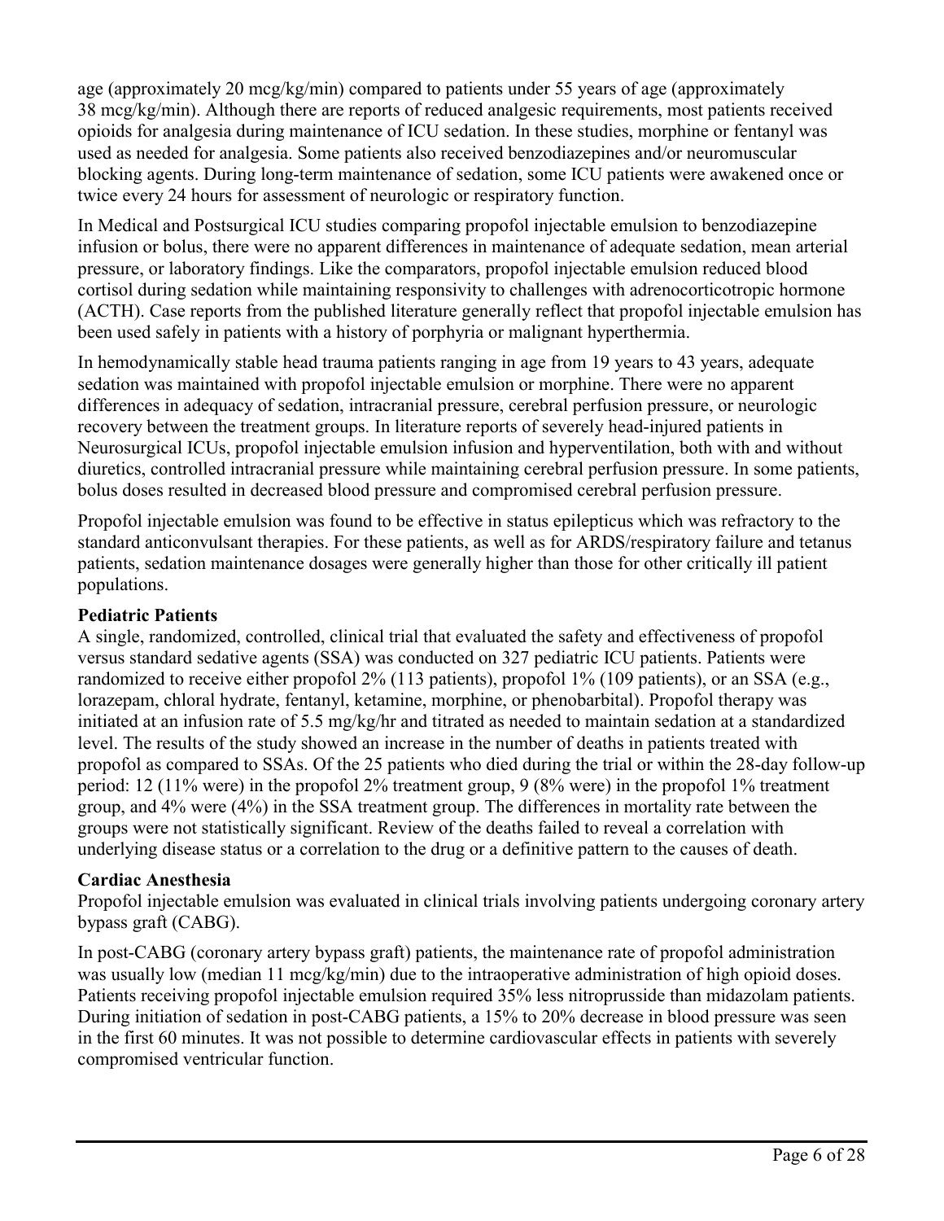age (approximately 20 mcg/kg/min) compared to patients under 55 years of age (approximately 38 mcg/kg/min). Although there are reports of reduced analgesic requirements, most patients received opioids for analgesia during maintenance of ICU sedation. In these studies, morphine or fentanyl was used as needed for analgesia. Some patients also received benzodiazepines and/or neuromuscular blocking agents. During long-term maintenance of sedation, some ICU patients were awakened once or twice every 24 hours for assessment of neurologic or respiratory function.

In Medical and Postsurgical ICU studies comparing propofol injectable emulsion to benzodiazepine infusion or bolus, there were no apparent differences in maintenance of adequate sedation, mean arterial pressure, or laboratory findings. Like the comparators, propofol injectable emulsion reduced blood cortisol during sedation while maintaining responsivity to challenges with adrenocorticotropic hormone (ACTH). Case reports from the published literature generally reflect that propofol injectable emulsion has been used safely in patients with a history of porphyria or malignant hyperthermia.

In hemodynamically stable head trauma patients ranging in age from 19 years to 43 years, adequate sedation was maintained with propofol injectable emulsion or morphine. There were no apparent differences in adequacy of sedation, intracranial pressure, cerebral perfusion pressure, or neurologic recovery between the treatment groups. In literature reports of severely head-injured patients in Neurosurgical ICUs, propofol injectable emulsion infusion and hyperventilation, both with and without diuretics, controlled intracranial pressure while maintaining cerebral perfusion pressure. In some patients, bolus doses resulted in decreased blood pressure and compromised cerebral perfusion pressure.

Propofol injectable emulsion was found to be effective in status epilepticus which was refractory to the standard anticonvulsant therapies. For these patients, as well as for ARDS/respiratory failure and tetanus patients, sedation maintenance dosages were generally higher than those for other critically ill patient populations.

**Pediatric Patients**

A single, randomized, controlled, clinical trial that evaluated the safety and effectiveness of propofol versus standard sedative agents (SSA) was conducted on 327 pediatric ICU patients. Patients were randomized to receive either propofol 2% (113 patients), propofol 1% (109 patients), or an SSA (e.g., lorazepam, chloral hydrate, fentanyl, ketamine, morphine, or phenobarbital). Propofol therapy was initiated at an infusion rate of 5.5 mg/kg/hr and titrated as needed to maintain sedation at a standardized level. The results of the study showed an increase in the number of deaths in patients treated with propofol as compared to SSAs. Of the 25 patients who died during the trial or within the 28-day follow-up period: 12 (11% were) in the propofol 2% treatment group, 9 (8% were) in the propofol 1% treatment group, and 4% were (4%) in the SSA treatment group. The differences in mortality rate between the groups were not statistically significant. Review of the deaths failed to reveal a correlation with underlying disease status or a correlation to the drug or a definitive pattern to the causes of death.

**Cardiac Anesthesia**

Propofol injectable emulsion was evaluated in clinical trials involving patients undergoing coronary artery bypass graft (CABG).

In post-CABG (coronary artery bypass graft) patients, the maintenance rate of propofol administration was usually low (median 11 mcg/kg/min) due to the intraoperative administration of high opioid doses. Patients receiving propofol injectable emulsion required 35% less nitroprusside than midazolam patients. During initiation of sedation in post-CABG patients, a 15% to 20% decrease in blood pressure was seen in the first 60 minutes. It was not possible to determine cardiovascular effects in patients with severely compromised ventricular function.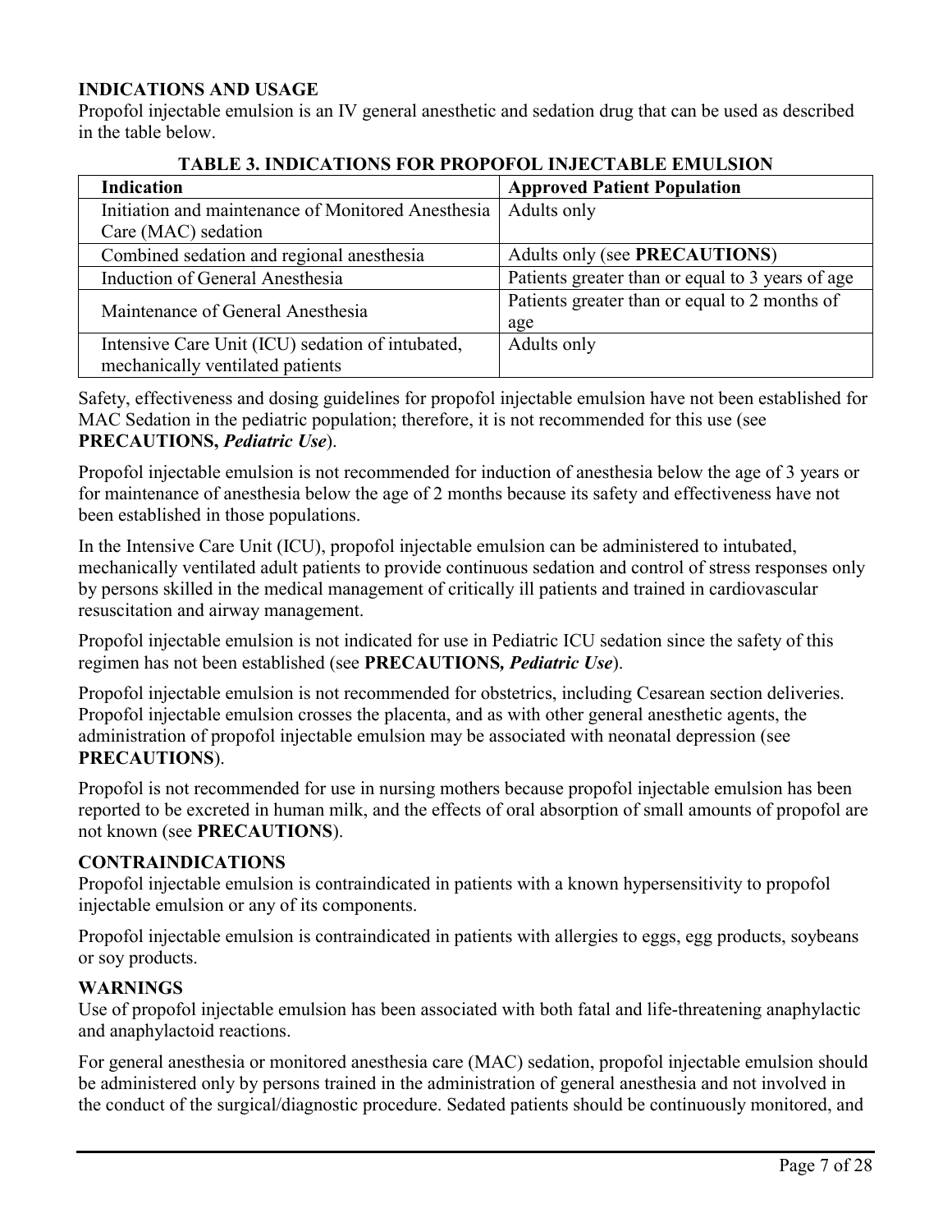## INDICATIONS AND USAGE

Propofol injectable emulsion is an IV general anesthetic and sedation drug that can be used as described in the table below.

**TABLE 3. INDICATIONS FOR PROPOFOL INJECTABLE EMULSION**

| Indication | Approved Patient Population |
|---|---|
| Initiation and maintenance of Monitored Anesthesia Care (MAC) sedation | Adults only |
| Combined sedation and regional anesthesia | Adults only (see **PRECAUTIONS**) |
| Induction of General Anesthesia | Patients greater than or equal to 3 years of age |
| Maintenance of General Anesthesia | Patients greater than or equal to 2 months of age |
| Intensive Care Unit (ICU) sedation of intubated, mechanically ventilated patients | Adults only |

Safety, effectiveness and dosing guidelines for propofol injectable emulsion have not been established for MAC Sedation in the pediatric population; therefore, it is not recommended for this use (see **PRECAUTIONS,** ***Pediatric Use***).

Propofol injectable emulsion is not recommended for induction of anesthesia below the age of 3 years or for maintenance of anesthesia below the age of 2 months because its safety and effectiveness have not been established in those populations.

In the Intensive Care Unit (ICU), propofol injectable emulsion can be administered to intubated, mechanically ventilated adult patients to provide continuous sedation and control of stress responses only by persons skilled in the medical management of critically ill patients and trained in cardiovascular resuscitation and airway management.

Propofol injectable emulsion is not indicated for use in Pediatric ICU sedation since the safety of this regimen has not been established (see **PRECAUTIONS,** ***Pediatric Use***).

Propofol injectable emulsion is not recommended for obstetrics, including Cesarean section deliveries. Propofol injectable emulsion crosses the placenta, and as with other general anesthetic agents, the administration of propofol injectable emulsion may be associated with neonatal depression (see **PRECAUTIONS**).

Propofol is not recommended for use in nursing mothers because propofol injectable emulsion has been reported to be excreted in human milk, and the effects of oral absorption of small amounts of propofol are not known (see **PRECAUTIONS**).

## CONTRAINDICATIONS

Propofol injectable emulsion is contraindicated in patients with a known hypersensitivity to propofol injectable emulsion or any of its components.

Propofol injectable emulsion is contraindicated in patients with allergies to eggs, egg products, soybeans or soy products.

## WARNINGS

Use of propofol injectable emulsion has been associated with both fatal and life-threatening anaphylactic and anaphylactoid reactions.

For general anesthesia or monitored anesthesia care (MAC) sedation, propofol injectable emulsion should be administered only by persons trained in the administration of general anesthesia and not involved in the conduct of the surgical/diagnostic procedure. Sedated patients should be continuously monitored, and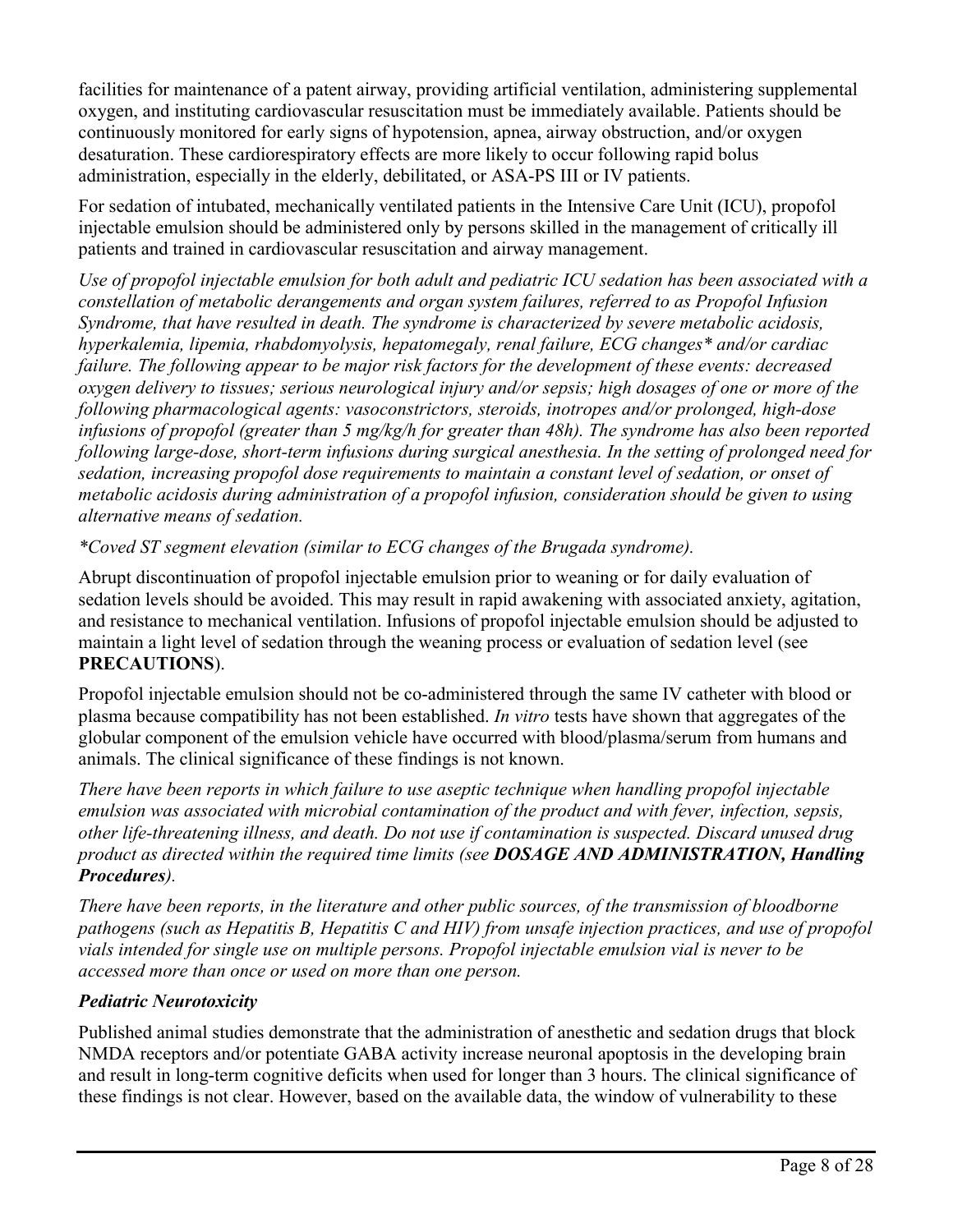facilities for maintenance of a patent airway, providing artificial ventilation, administering supplemental oxygen, and instituting cardiovascular resuscitation must be immediately available. Patients should be continuously monitored for early signs of hypotension, apnea, airway obstruction, and/or oxygen desaturation. These cardiorespiratory effects are more likely to occur following rapid bolus administration, especially in the elderly, debilitated, or ASA-PS III or IV patients.

For sedation of intubated, mechanically ventilated patients in the Intensive Care Unit (ICU), propofol injectable emulsion should be administered only by persons skilled in the management of critically ill patients and trained in cardiovascular resuscitation and airway management.

*Use of propofol injectable emulsion for both adult and pediatric ICU sedation has been associated with a constellation of metabolic derangements and organ system failures, referred to as Propofol Infusion Syndrome, that have resulted in death. The syndrome is characterized by severe metabolic acidosis, hyperkalemia, lipemia, rhabdomyolysis, hepatomegaly, renal failure, ECG changes* and/or cardiac failure. The following appear to be major risk factors for the development of these events: decreased oxygen delivery to tissues; serious neurological injury and/or sepsis; high dosages of one or more of the following pharmacological agents: vasoconstrictors, steroids, inotropes and/or prolonged, high-dose infusions of propofol (greater than 5 mg/kg/h for greater than 48h). The syndrome has also been reported following large-dose, short-term infusions during surgical anesthesia. In the setting of prolonged need for sedation, increasing propofol dose requirements to maintain a constant level of sedation, or onset of metabolic acidosis during administration of a propofol infusion, consideration should be given to using alternative means of sedation.*

*\*Coved ST segment elevation (similar to ECG changes of the Brugada syndrome).*

Abrupt discontinuation of propofol injectable emulsion prior to weaning or for daily evaluation of sedation levels should be avoided. This may result in rapid awakening with associated anxiety, agitation, and resistance to mechanical ventilation. Infusions of propofol injectable emulsion should be adjusted to maintain a light level of sedation through the weaning process or evaluation of sedation level (see **PRECAUTIONS**).

Propofol injectable emulsion should not be co-administered through the same IV catheter with blood or plasma because compatibility has not been established. *In vitro* tests have shown that aggregates of the globular component of the emulsion vehicle have occurred with blood/plasma/serum from humans and animals. The clinical significance of these findings is not known.

*There have been reports in which failure to use aseptic technique when handling propofol injectable emulsion was associated with microbial contamination of the product and with fever, infection, sepsis, other life-threatening illness, and death. Do not use if contamination is suspected. Discard unused drug product as directed within the required time limits (see **DOSAGE AND ADMINISTRATION, Handling Procedures**).*

*There have been reports, in the literature and other public sources, of the transmission of bloodborne pathogens (such as Hepatitis B, Hepatitis C and HIV) from unsafe injection practices, and use of propofol vials intended for single use on multiple persons. Propofol injectable emulsion vial is never to be accessed more than once or used on more than one person.*

***Pediatric Neurotoxicity***

Published animal studies demonstrate that the administration of anesthetic and sedation drugs that block NMDA receptors and/or potentiate GABA activity increase neuronal apoptosis in the developing brain and result in long-term cognitive deficits when used for longer than 3 hours. The clinical significance of these findings is not clear. However, based on the available data, the window of vulnerability to these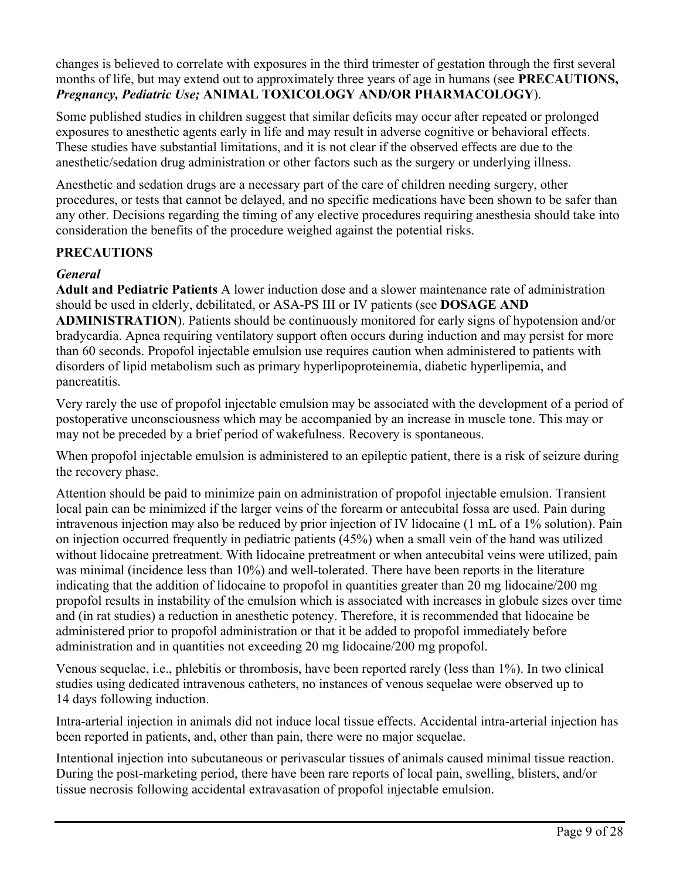changes is believed to correlate with exposures in the third trimester of gestation through the first several months of life, but may extend out to approximately three years of age in humans (see **PRECAUTIONS, *Pregnancy, Pediatric Use;*** **ANIMAL TOXICOLOGY AND/OR PHARMACOLOGY**).

Some published studies in children suggest that similar deficits may occur after repeated or prolonged exposures to anesthetic agents early in life and may result in adverse cognitive or behavioral effects. These studies have substantial limitations, and it is not clear if the observed effects are due to the anesthetic/sedation drug administration or other factors such as the surgery or underlying illness.

Anesthetic and sedation drugs are a necessary part of the care of children needing surgery, other procedures, or tests that cannot be delayed, and no specific medications have been shown to be safer than any other. Decisions regarding the timing of any elective procedures requiring anesthesia should take into consideration the benefits of the procedure weighed against the potential risks.

## PRECAUTIONS

### *General*

**Adult and Pediatric Patients** A lower induction dose and a slower maintenance rate of administration should be used in elderly, debilitated, or ASA-PS III or IV patients (see **DOSAGE AND ADMINISTRATION**). Patients should be continuously monitored for early signs of hypotension and/or bradycardia. Apnea requiring ventilatory support often occurs during induction and may persist for more than 60 seconds. Propofol injectable emulsion use requires caution when administered to patients with disorders of lipid metabolism such as primary hyperlipoproteinemia, diabetic hyperlipemia, and pancreatitis.

Very rarely the use of propofol injectable emulsion may be associated with the development of a period of postoperative unconsciousness which may be accompanied by an increase in muscle tone. This may or may not be preceded by a brief period of wakefulness. Recovery is spontaneous.

When propofol injectable emulsion is administered to an epileptic patient, there is a risk of seizure during the recovery phase.

Attention should be paid to minimize pain on administration of propofol injectable emulsion. Transient local pain can be minimized if the larger veins of the forearm or antecubital fossa are used. Pain during intravenous injection may also be reduced by prior injection of IV lidocaine (1 mL of a 1% solution). Pain on injection occurred frequently in pediatric patients (45%) when a small vein of the hand was utilized without lidocaine pretreatment. With lidocaine pretreatment or when antecubital veins were utilized, pain was minimal (incidence less than 10%) and well-tolerated. There have been reports in the literature indicating that the addition of lidocaine to propofol in quantities greater than 20 mg lidocaine/200 mg propofol results in instability of the emulsion which is associated with increases in globule sizes over time and (in rat studies) a reduction in anesthetic potency. Therefore, it is recommended that lidocaine be administered prior to propofol administration or that it be added to propofol immediately before administration and in quantities not exceeding 20 mg lidocaine/200 mg propofol.

Venous sequelae, i.e., phlebitis or thrombosis, have been reported rarely (less than 1%). In two clinical studies using dedicated intravenous catheters, no instances of venous sequelae were observed up to 14 days following induction.

Intra-arterial injection in animals did not induce local tissue effects. Accidental intra-arterial injection has been reported in patients, and, other than pain, there were no major sequelae.

Intentional injection into subcutaneous or perivascular tissues of animals caused minimal tissue reaction. During the post-marketing period, there have been rare reports of local pain, swelling, blisters, and/or tissue necrosis following accidental extravasation of propofol injectable emulsion.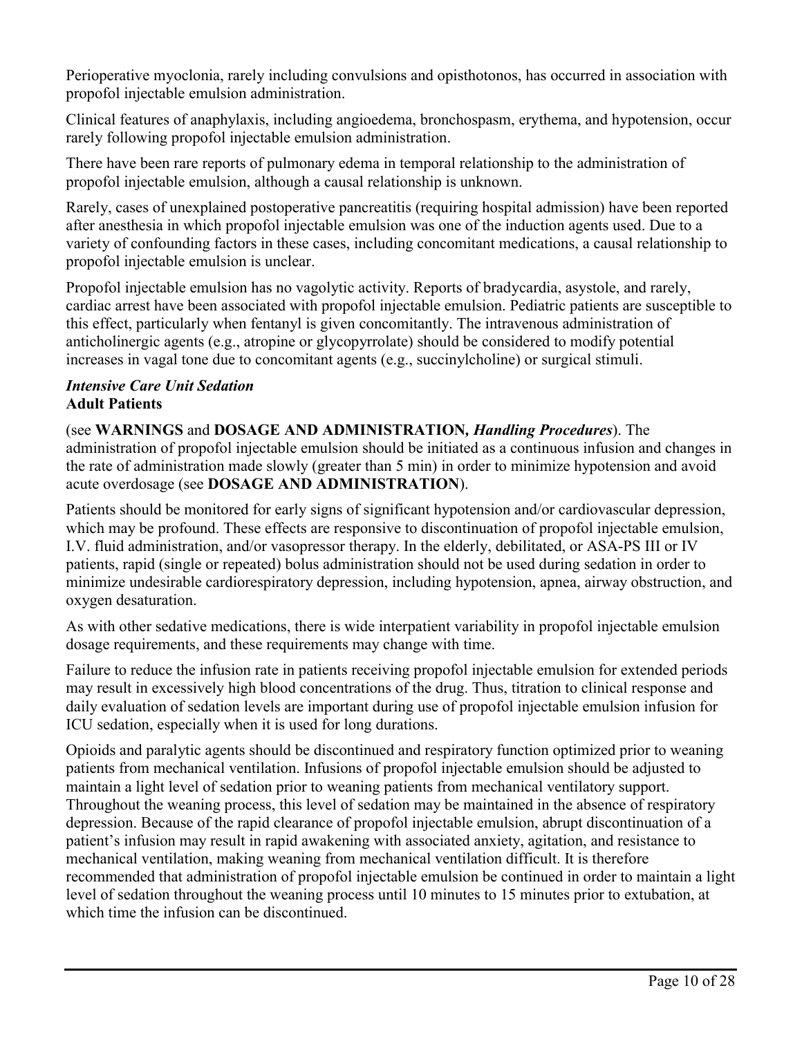Perioperative myoclonia, rarely including convulsions and opisthotonos, has occurred in association with propofol injectable emulsion administration.

Clinical features of anaphylaxis, including angioedema, bronchospasm, erythema, and hypotension, occur rarely following propofol injectable emulsion administration.

There have been rare reports of pulmonary edema in temporal relationship to the administration of propofol injectable emulsion, although a causal relationship is unknown.

Rarely, cases of unexplained postoperative pancreatitis (requiring hospital admission) have been reported after anesthesia in which propofol injectable emulsion was one of the induction agents used. Due to a variety of confounding factors in these cases, including concomitant medications, a causal relationship to propofol injectable emulsion is unclear.

Propofol injectable emulsion has no vagolytic activity. Reports of bradycardia, asystole, and rarely, cardiac arrest have been associated with propofol injectable emulsion. Pediatric patients are susceptible to this effect, particularly when fentanyl is given concomitantly. The intravenous administration of anticholinergic agents (e.g., atropine or glycopyrrolate) should be considered to modify potential increases in vagal tone due to concomitant agents (e.g., succinylcholine) or surgical stimuli.

***Intensive Care Unit Sedation***
**Adult Patients**

(see **WARNINGS** and **DOSAGE AND ADMINISTRATION,** ***Handling Procedures***). The administration of propofol injectable emulsion should be initiated as a continuous infusion and changes in the rate of administration made slowly (greater than 5 min) in order to minimize hypotension and avoid acute overdosage (see **DOSAGE AND ADMINISTRATION**).

Patients should be monitored for early signs of significant hypotension and/or cardiovascular depression, which may be profound. These effects are responsive to discontinuation of propofol injectable emulsion, I.V. fluid administration, and/or vasopressor therapy. In the elderly, debilitated, or ASA-PS III or IV patients, rapid (single or repeated) bolus administration should not be used during sedation in order to minimize undesirable cardiorespiratory depression, including hypotension, apnea, airway obstruction, and oxygen desaturation.

As with other sedative medications, there is wide interpatient variability in propofol injectable emulsion dosage requirements, and these requirements may change with time.

Failure to reduce the infusion rate in patients receiving propofol injectable emulsion for extended periods may result in excessively high blood concentrations of the drug. Thus, titration to clinical response and daily evaluation of sedation levels are important during use of propofol injectable emulsion infusion for ICU sedation, especially when it is used for long durations.

Opioids and paralytic agents should be discontinued and respiratory function optimized prior to weaning patients from mechanical ventilation. Infusions of propofol injectable emulsion should be adjusted to maintain a light level of sedation prior to weaning patients from mechanical ventilatory support. Throughout the weaning process, this level of sedation may be maintained in the absence of respiratory depression. Because of the rapid clearance of propofol injectable emulsion, abrupt discontinuation of a patient's infusion may result in rapid awakening with associated anxiety, agitation, and resistance to mechanical ventilation, making weaning from mechanical ventilation difficult. It is therefore recommended that administration of propofol injectable emulsion be continued in order to maintain a light level of sedation throughout the weaning process until 10 minutes to 15 minutes prior to extubation, at which time the infusion can be discontinued.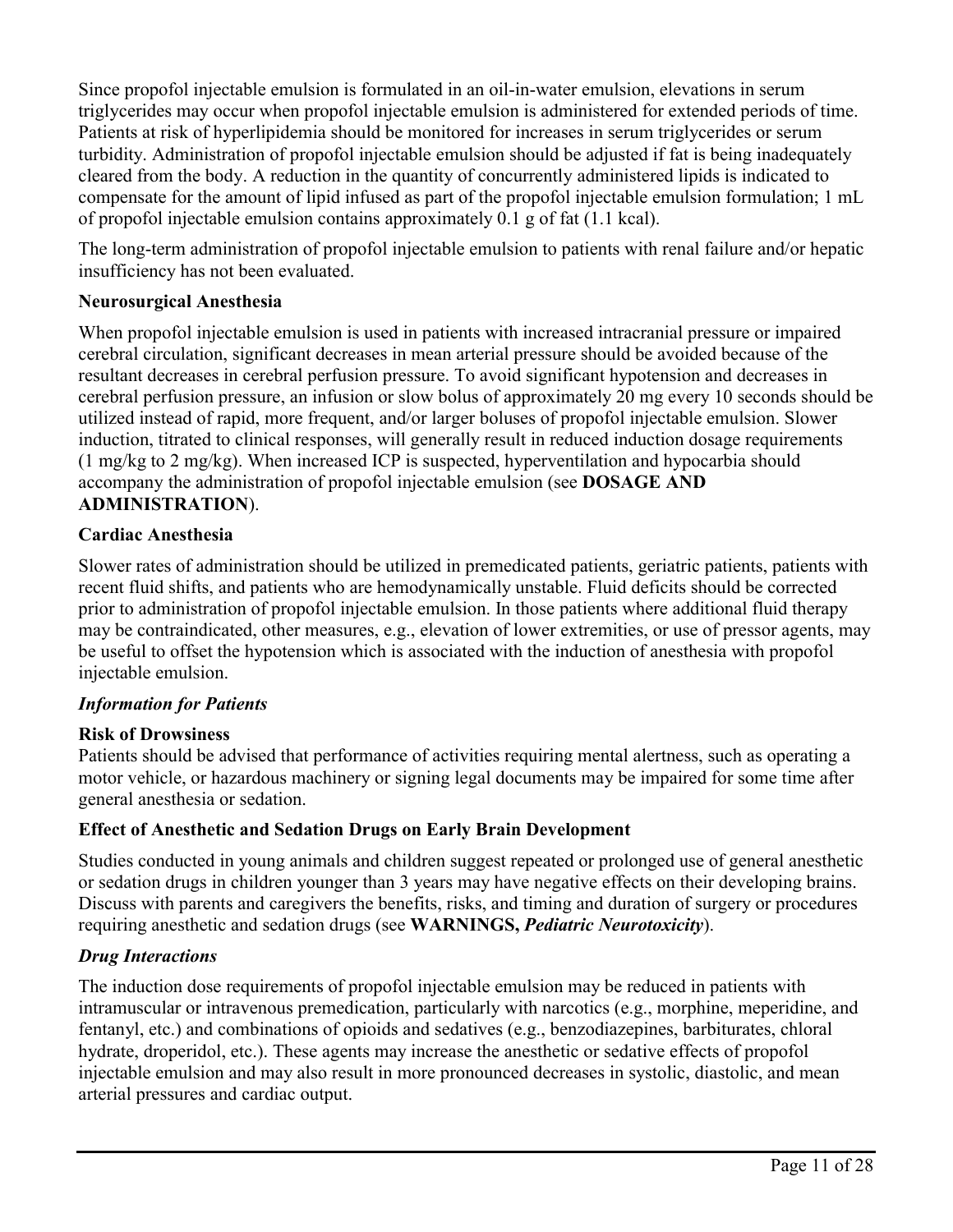Since propofol injectable emulsion is formulated in an oil-in-water emulsion, elevations in serum triglycerides may occur when propofol injectable emulsion is administered for extended periods of time. Patients at risk of hyperlipidemia should be monitored for increases in serum triglycerides or serum turbidity. Administration of propofol injectable emulsion should be adjusted if fat is being inadequately cleared from the body. A reduction in the quantity of concurrently administered lipids is indicated to compensate for the amount of lipid infused as part of the propofol injectable emulsion formulation; 1 mL of propofol injectable emulsion contains approximately 0.1 g of fat (1.1 kcal).

The long-term administration of propofol injectable emulsion to patients with renal failure and/or hepatic insufficiency has not been evaluated.

**Neurosurgical Anesthesia**

When propofol injectable emulsion is used in patients with increased intracranial pressure or impaired cerebral circulation, significant decreases in mean arterial pressure should be avoided because of the resultant decreases in cerebral perfusion pressure. To avoid significant hypotension and decreases in cerebral perfusion pressure, an infusion or slow bolus of approximately 20 mg every 10 seconds should be utilized instead of rapid, more frequent, and/or larger boluses of propofol injectable emulsion. Slower induction, titrated to clinical responses, will generally result in reduced induction dosage requirements (1 mg/kg to 2 mg/kg). When increased ICP is suspected, hyperventilation and hypocarbia should accompany the administration of propofol injectable emulsion (see **DOSAGE AND ADMINISTRATION**).

**Cardiac Anesthesia**

Slower rates of administration should be utilized in premedicated patients, geriatric patients, patients with recent fluid shifts, and patients who are hemodynamically unstable. Fluid deficits should be corrected prior to administration of propofol injectable emulsion. In those patients where additional fluid therapy may be contraindicated, other measures, e.g., elevation of lower extremities, or use of pressor agents, may be useful to offset the hypotension which is associated with the induction of anesthesia with propofol injectable emulsion.

***Information for Patients***

**Risk of Drowsiness**

Patients should be advised that performance of activities requiring mental alertness, such as operating a motor vehicle, or hazardous machinery or signing legal documents may be impaired for some time after general anesthesia or sedation.

**Effect of Anesthetic and Sedation Drugs on Early Brain Development**

Studies conducted in young animals and children suggest repeated or prolonged use of general anesthetic or sedation drugs in children younger than 3 years may have negative effects on their developing brains. Discuss with parents and caregivers the benefits, risks, and timing and duration of surgery or procedures requiring anesthetic and sedation drugs (see **WARNINGS, *Pediatric Neurotoxicity***).

***Drug Interactions***

The induction dose requirements of propofol injectable emulsion may be reduced in patients with intramuscular or intravenous premedication, particularly with narcotics (e.g., morphine, meperidine, and fentanyl, etc.) and combinations of opioids and sedatives (e.g., benzodiazepines, barbiturates, chloral hydrate, droperidol, etc.). These agents may increase the anesthetic or sedative effects of propofol injectable emulsion and may also result in more pronounced decreases in systolic, diastolic, and mean arterial pressures and cardiac output.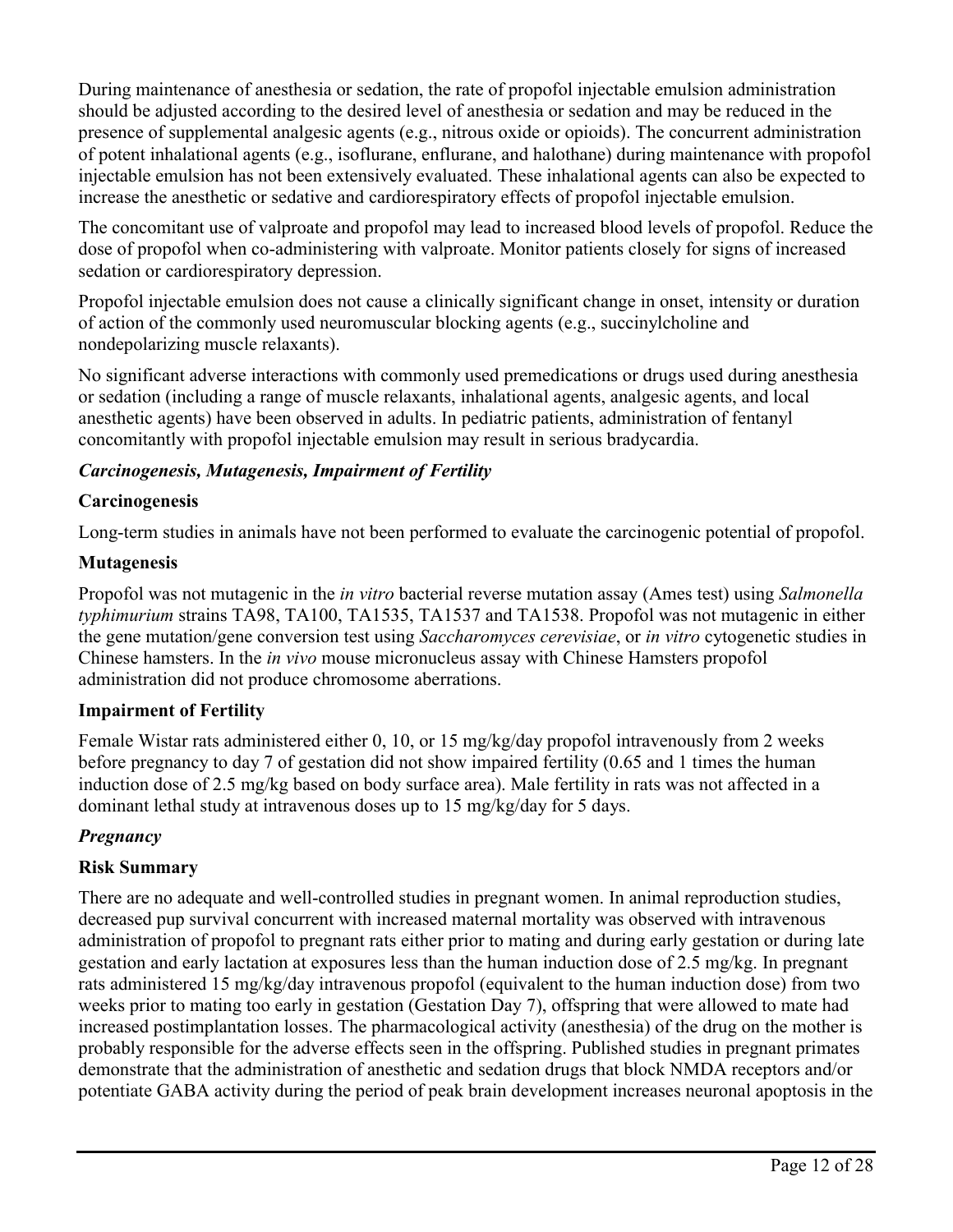During maintenance of anesthesia or sedation, the rate of propofol injectable emulsion administration should be adjusted according to the desired level of anesthesia or sedation and may be reduced in the presence of supplemental analgesic agents (e.g., nitrous oxide or opioids). The concurrent administration of potent inhalational agents (e.g., isoflurane, enflurane, and halothane) during maintenance with propofol injectable emulsion has not been extensively evaluated. These inhalational agents can also be expected to increase the anesthetic or sedative and cardiorespiratory effects of propofol injectable emulsion.

The concomitant use of valproate and propofol may lead to increased blood levels of propofol. Reduce the dose of propofol when co-administering with valproate. Monitor patients closely for signs of increased sedation or cardiorespiratory depression.

Propofol injectable emulsion does not cause a clinically significant change in onset, intensity or duration of action of the commonly used neuromuscular blocking agents (e.g., succinylcholine and nondepolarizing muscle relaxants).

No significant adverse interactions with commonly used premedications or drugs used during anesthesia or sedation (including a range of muscle relaxants, inhalational agents, analgesic agents, and local anesthetic agents) have been observed in adults. In pediatric patients, administration of fentanyl concomitantly with propofol injectable emulsion may result in serious bradycardia.

### *Carcinogenesis, Mutagenesis, Impairment of Fertility*

**Carcinogenesis**

Long-term studies in animals have not been performed to evaluate the carcinogenic potential of propofol.

**Mutagenesis**

Propofol was not mutagenic in the *in vitro* bacterial reverse mutation assay (Ames test) using *Salmonella typhimurium* strains TA98, TA100, TA1535, TA1537 and TA1538. Propofol was not mutagenic in either the gene mutation/gene conversion test using *Saccharomyces cerevisiae*, or *in vitro* cytogenetic studies in Chinese hamsters. In the *in vivo* mouse micronucleus assay with Chinese Hamsters propofol administration did not produce chromosome aberrations.

**Impairment of Fertility**

Female Wistar rats administered either 0, 10, or 15 mg/kg/day propofol intravenously from 2 weeks before pregnancy to day 7 of gestation did not show impaired fertility (0.65 and 1 times the human induction dose of 2.5 mg/kg based on body surface area). Male fertility in rats was not affected in a dominant lethal study at intravenous doses up to 15 mg/kg/day for 5 days.

### *Pregnancy*

**Risk Summary**

There are no adequate and well-controlled studies in pregnant women. In animal reproduction studies, decreased pup survival concurrent with increased maternal mortality was observed with intravenous administration of propofol to pregnant rats either prior to mating and during early gestation or during late gestation and early lactation at exposures less than the human induction dose of 2.5 mg/kg. In pregnant rats administered 15 mg/kg/day intravenous propofol (equivalent to the human induction dose) from two weeks prior to mating too early in gestation (Gestation Day 7), offspring that were allowed to mate had increased postimplantation losses. The pharmacological activity (anesthesia) of the drug on the mother is probably responsible for the adverse effects seen in the offspring. Published studies in pregnant primates demonstrate that the administration of anesthetic and sedation drugs that block NMDA receptors and/or potentiate GABA activity during the period of peak brain development increases neuronal apoptosis in the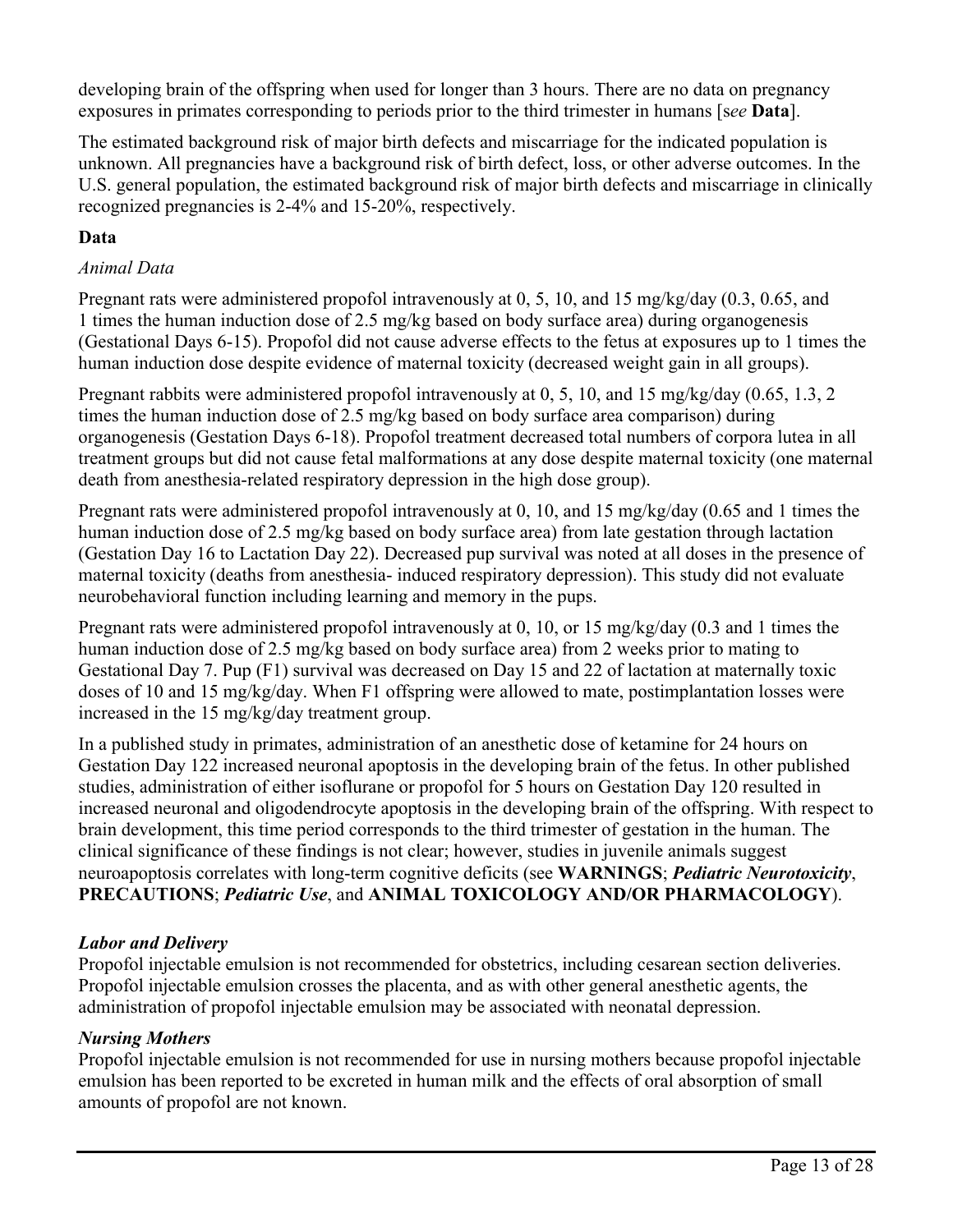developing brain of the offspring when used for longer than 3 hours. There are no data on pregnancy exposures in primates corresponding to periods prior to the third trimester in humans [*see* **Data**].

The estimated background risk of major birth defects and miscarriage for the indicated population is unknown. All pregnancies have a background risk of birth defect, loss, or other adverse outcomes. In the U.S. general population, the estimated background risk of major birth defects and miscarriage in clinically recognized pregnancies is 2-4% and 15-20%, respectively.

**Data**

*Animal Data*

Pregnant rats were administered propofol intravenously at 0, 5, 10, and 15 mg/kg/day (0.3, 0.65, and 1 times the human induction dose of 2.5 mg/kg based on body surface area) during organogenesis (Gestational Days 6-15). Propofol did not cause adverse effects to the fetus at exposures up to 1 times the human induction dose despite evidence of maternal toxicity (decreased weight gain in all groups).

Pregnant rabbits were administered propofol intravenously at 0, 5, 10, and 15 mg/kg/day (0.65, 1.3, 2 times the human induction dose of 2.5 mg/kg based on body surface area comparison) during organogenesis (Gestation Days 6-18). Propofol treatment decreased total numbers of corpora lutea in all treatment groups but did not cause fetal malformations at any dose despite maternal toxicity (one maternal death from anesthesia-related respiratory depression in the high dose group).

Pregnant rats were administered propofol intravenously at 0, 10, and 15 mg/kg/day (0.65 and 1 times the human induction dose of 2.5 mg/kg based on body surface area) from late gestation through lactation (Gestation Day 16 to Lactation Day 22). Decreased pup survival was noted at all doses in the presence of maternal toxicity (deaths from anesthesia- induced respiratory depression). This study did not evaluate neurobehavioral function including learning and memory in the pups.

Pregnant rats were administered propofol intravenously at 0, 10, or 15 mg/kg/day (0.3 and 1 times the human induction dose of 2.5 mg/kg based on body surface area) from 2 weeks prior to mating to Gestational Day 7. Pup (F1) survival was decreased on Day 15 and 22 of lactation at maternally toxic doses of 10 and 15 mg/kg/day. When F1 offspring were allowed to mate, postimplantation losses were increased in the 15 mg/kg/day treatment group.

In a published study in primates, administration of an anesthetic dose of ketamine for 24 hours on Gestation Day 122 increased neuronal apoptosis in the developing brain of the fetus. In other published studies, administration of either isoflurane or propofol for 5 hours on Gestation Day 120 resulted in increased neuronal and oligodendrocyte apoptosis in the developing brain of the offspring. With respect to brain development, this time period corresponds to the third trimester of gestation in the human. The clinical significance of these findings is not clear; however, studies in juvenile animals suggest neuroapoptosis correlates with long-term cognitive deficits (see **WARNINGS**; ***Pediatric Neurotoxicity***, **PRECAUTIONS**; ***Pediatric Use***, and **ANIMAL TOXICOLOGY AND/OR PHARMACOLOGY**).

***Labor and Delivery***

Propofol injectable emulsion is not recommended for obstetrics, including cesarean section deliveries. Propofol injectable emulsion crosses the placenta, and as with other general anesthetic agents, the administration of propofol injectable emulsion may be associated with neonatal depression.

***Nursing Mothers***

Propofol injectable emulsion is not recommended for use in nursing mothers because propofol injectable emulsion has been reported to be excreted in human milk and the effects of oral absorption of small amounts of propofol are not known.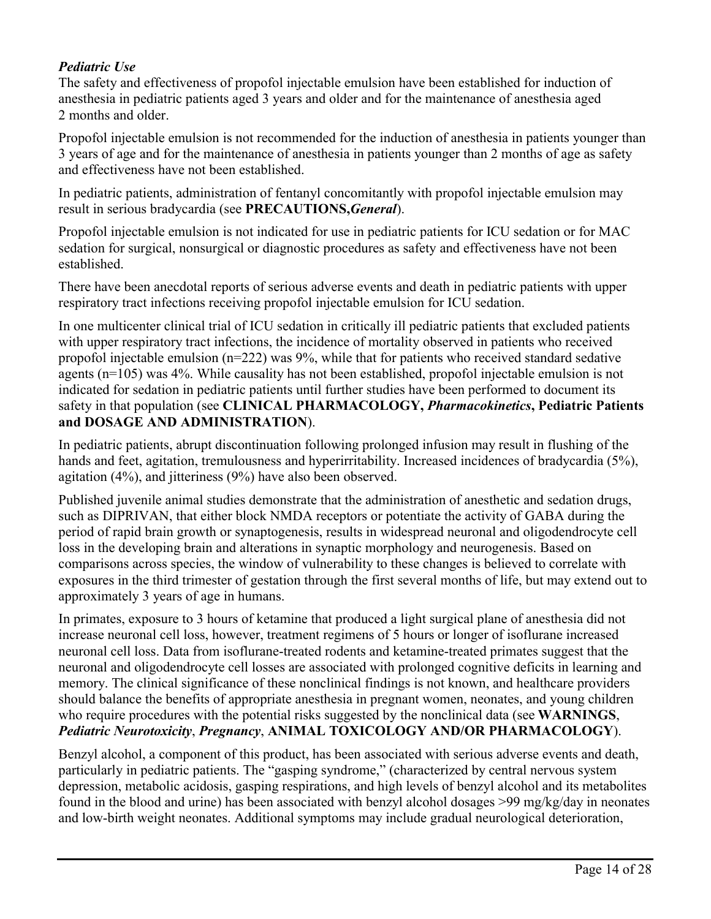### *Pediatric Use*

The safety and effectiveness of propofol injectable emulsion have been established for induction of anesthesia in pediatric patients aged 3 years and older and for the maintenance of anesthesia aged 2 months and older.

Propofol injectable emulsion is not recommended for the induction of anesthesia in patients younger than 3 years of age and for the maintenance of anesthesia in patients younger than 2 months of age as safety and effectiveness have not been established.

In pediatric patients, administration of fentanyl concomitantly with propofol injectable emulsion may result in serious bradycardia (see **PRECAUTIONS,*General***).

Propofol injectable emulsion is not indicated for use in pediatric patients for ICU sedation or for MAC sedation for surgical, nonsurgical or diagnostic procedures as safety and effectiveness have not been established.

There have been anecdotal reports of serious adverse events and death in pediatric patients with upper respiratory tract infections receiving propofol injectable emulsion for ICU sedation.

In one multicenter clinical trial of ICU sedation in critically ill pediatric patients that excluded patients with upper respiratory tract infections, the incidence of mortality observed in patients who received propofol injectable emulsion (n=222) was 9%, while that for patients who received standard sedative agents (n=105) was 4%. While causality has not been established, propofol injectable emulsion is not indicated for sedation in pediatric patients until further studies have been performed to document its safety in that population (see **CLINICAL PHARMACOLOGY, *Pharmacokinetics*, Pediatric Patients and DOSAGE AND ADMINISTRATION**).

In pediatric patients, abrupt discontinuation following prolonged infusion may result in flushing of the hands and feet, agitation, tremulousness and hyperirritability. Increased incidences of bradycardia (5%), agitation (4%), and jitteriness (9%) have also been observed.

Published juvenile animal studies demonstrate that the administration of anesthetic and sedation drugs, such as DIPRIVAN, that either block NMDA receptors or potentiate the activity of GABA during the period of rapid brain growth or synaptogenesis, results in widespread neuronal and oligodendrocyte cell loss in the developing brain and alterations in synaptic morphology and neurogenesis. Based on comparisons across species, the window of vulnerability to these changes is believed to correlate with exposures in the third trimester of gestation through the first several months of life, but may extend out to approximately 3 years of age in humans.

In primates, exposure to 3 hours of ketamine that produced a light surgical plane of anesthesia did not increase neuronal cell loss, however, treatment regimens of 5 hours or longer of isoflurane increased neuronal cell loss. Data from isoflurane-treated rodents and ketamine-treated primates suggest that the neuronal and oligodendrocyte cell losses are associated with prolonged cognitive deficits in learning and memory. The clinical significance of these nonclinical findings is not known, and healthcare providers should balance the benefits of appropriate anesthesia in pregnant women, neonates, and young children who require procedures with the potential risks suggested by the nonclinical data (see **WARNINGS**, ***Pediatric Neurotoxicity***, ***Pregnancy***, **ANIMAL TOXICOLOGY AND/OR PHARMACOLOGY**).

Benzyl alcohol, a component of this product, has been associated with serious adverse events and death, particularly in pediatric patients. The "gasping syndrome," (characterized by central nervous system depression, metabolic acidosis, gasping respirations, and high levels of benzyl alcohol and its metabolites found in the blood and urine) has been associated with benzyl alcohol dosages >99 mg/kg/day in neonates and low-birth weight neonates. Additional symptoms may include gradual neurological deterioration,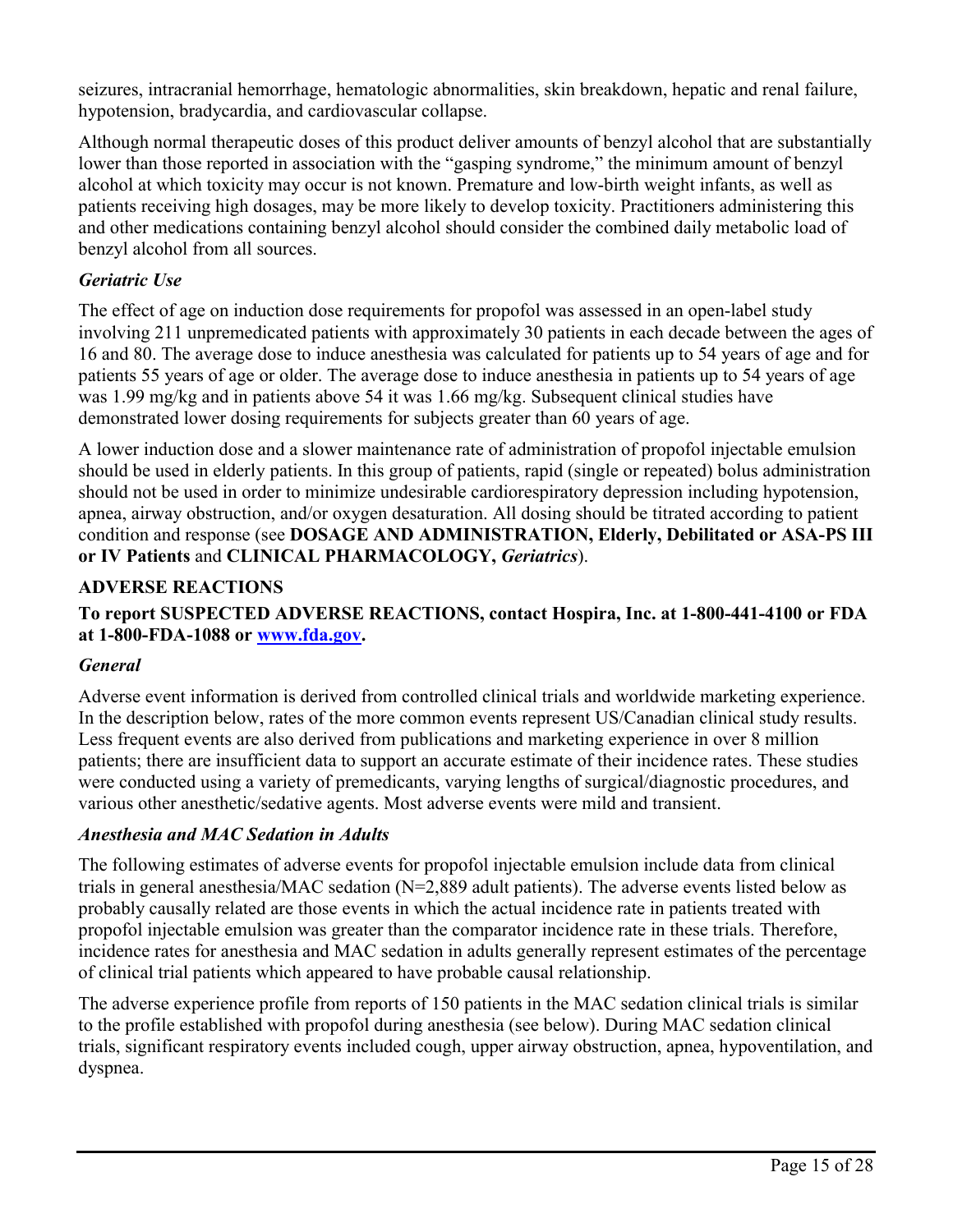seizures, intracranial hemorrhage, hematologic abnormalities, skin breakdown, hepatic and renal failure, hypotension, bradycardia, and cardiovascular collapse.

Although normal therapeutic doses of this product deliver amounts of benzyl alcohol that are substantially lower than those reported in association with the "gasping syndrome," the minimum amount of benzyl alcohol at which toxicity may occur is not known. Premature and low-birth weight infants, as well as patients receiving high dosages, may be more likely to develop toxicity. Practitioners administering this and other medications containing benzyl alcohol should consider the combined daily metabolic load of benzyl alcohol from all sources.

*Geriatric Use*

The effect of age on induction dose requirements for propofol was assessed in an open-label study involving 211 unpremedicated patients with approximately 30 patients in each decade between the ages of 16 and 80. The average dose to induce anesthesia was calculated for patients up to 54 years of age and for patients 55 years of age or older. The average dose to induce anesthesia in patients up to 54 years of age was 1.99 mg/kg and in patients above 54 it was 1.66 mg/kg. Subsequent clinical studies have demonstrated lower dosing requirements for subjects greater than 60 years of age.

A lower induction dose and a slower maintenance rate of administration of propofol injectable emulsion should be used in elderly patients. In this group of patients, rapid (single or repeated) bolus administration should not be used in order to minimize undesirable cardiorespiratory depression including hypotension, apnea, airway obstruction, and/or oxygen desaturation. All dosing should be titrated according to patient condition and response (see **DOSAGE AND ADMINISTRATION, Elderly, Debilitated or ASA-PS III or IV Patients** and **CLINICAL PHARMACOLOGY,** ***Geriatrics***).

## ADVERSE REACTIONS

**To report SUSPECTED ADVERSE REACTIONS, contact Hospira, Inc. at 1-800-441-4100 or FDA at 1-800-FDA-1088 or www.fda.gov.**

*General*

Adverse event information is derived from controlled clinical trials and worldwide marketing experience. In the description below, rates of the more common events represent US/Canadian clinical study results. Less frequent events are also derived from publications and marketing experience in over 8 million patients; there are insufficient data to support an accurate estimate of their incidence rates. These studies were conducted using a variety of premedicants, varying lengths of surgical/diagnostic procedures, and various other anesthetic/sedative agents. Most adverse events were mild and transient.

*Anesthesia and MAC Sedation in Adults*

The following estimates of adverse events for propofol injectable emulsion include data from clinical trials in general anesthesia/MAC sedation (N=2,889 adult patients). The adverse events listed below as probably causally related are those events in which the actual incidence rate in patients treated with propofol injectable emulsion was greater than the comparator incidence rate in these trials. Therefore, incidence rates for anesthesia and MAC sedation in adults generally represent estimates of the percentage of clinical trial patients which appeared to have probable causal relationship.

The adverse experience profile from reports of 150 patients in the MAC sedation clinical trials is similar to the profile established with propofol during anesthesia (see below). During MAC sedation clinical trials, significant respiratory events included cough, upper airway obstruction, apnea, hypoventilation, and dyspnea.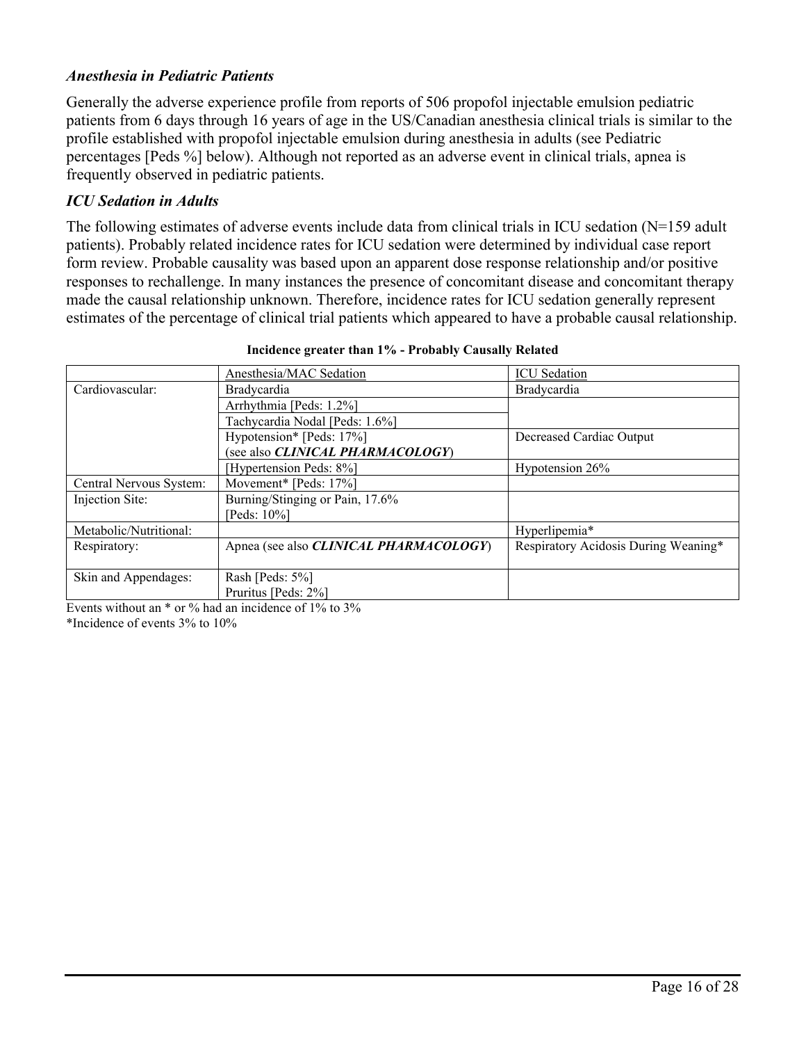### *Anesthesia in Pediatric Patients*

Generally the adverse experience profile from reports of 506 propofol injectable emulsion pediatric patients from 6 days through 16 years of age in the US/Canadian anesthesia clinical trials is similar to the profile established with propofol injectable emulsion during anesthesia in adults (see Pediatric percentages [Peds %] below). Although not reported as an adverse event in clinical trials, apnea is frequently observed in pediatric patients.

### *ICU Sedation in Adults*

The following estimates of adverse events include data from clinical trials in ICU sedation (N=159 adult patients). Probably related incidence rates for ICU sedation were determined by individual case report form review. Probable causality was based upon an apparent dose response relationship and/or positive responses to rechallenge. In many instances the presence of concomitant disease and concomitant therapy made the causal relationship unknown. Therefore, incidence rates for ICU sedation generally represent estimates of the percentage of clinical trial patients which appeared to have a probable causal relationship.

**Incidence greater than 1% - Probably Causally Related**

| | Anesthesia/MAC Sedation | ICU Sedation |
|---|---|---|
| Cardiovascular: | Bradycardia | Bradycardia |
| | Arrhythmia [Peds: 1.2%] | |
| | Tachycardia Nodal [Peds: 1.6%] | |
| | Hypotension* [Peds: 17%] (see also ***CLINICAL PHARMACOLOGY***) | Decreased Cardiac Output |
| | [Hypertension Peds: 8%] | Hypotension 26% |
| Central Nervous System: | Movement* [Peds: 17%] | |
| Injection Site: | Burning/Stinging or Pain, 17.6% [Peds: 10%] | |
| Metabolic/Nutritional: | | Hyperlipemia* |
| Respiratory: | Apnea (see also ***CLINICAL PHARMACOLOGY***) | Respiratory Acidosis During Weaning* |
| Skin and Appendages: | Rash [Peds: 5%] Pruritus [Peds: 2%] | |

Events without an * or % had an incidence of 1% to 3%

*Incidence of events 3% to 10%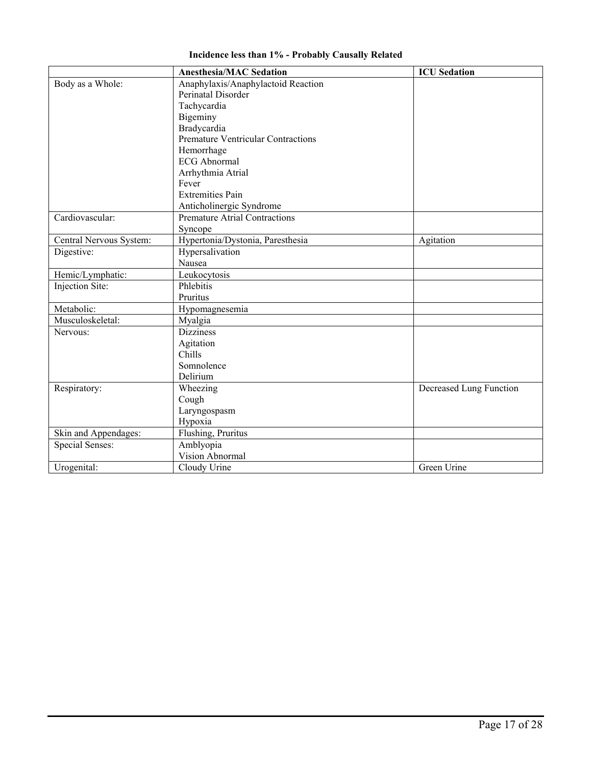**Incidence less than 1% - Probably Causally Related**

| | Anesthesia/MAC Sedation | ICU Sedation |
|---|---|---|
| Body as a Whole: | Anaphylaxis/Anaphylactoid Reaction<br>Perinatal Disorder<br>Tachycardia<br>Bigeminy<br>Bradycardia<br>Premature Ventricular Contractions<br>Hemorrhage<br>ECG Abnormal<br>Arrhythmia Atrial<br>Fever<br>Extremities Pain<br>Anticholinergic Syndrome | |
| Cardiovascular: | Premature Atrial Contractions<br>Syncope | |
| Central Nervous System: | Hypertonia/Dystonia, Paresthesia | Agitation |
| Digestive: | Hypersalivation<br>Nausea | |
| Hemic/Lymphatic: | Leukocytosis | |
| Injection Site: | Phlebitis<br>Pruritus | |
| Metabolic: | Hypomagnesemia | |
| Musculoskeletal: | Myalgia | |
| Nervous: | Dizziness<br>Agitation<br>Chills<br>Somnolence<br>Delirium | |
| Respiratory: | Wheezing<br>Cough<br>Laryngospasm<br>Hypoxia | Decreased Lung Function |
| Skin and Appendages: | Flushing, Pruritus | |
| Special Senses: | Amblyopia<br>Vision Abnormal | |
| Urogenital: | Cloudy Urine | Green Urine |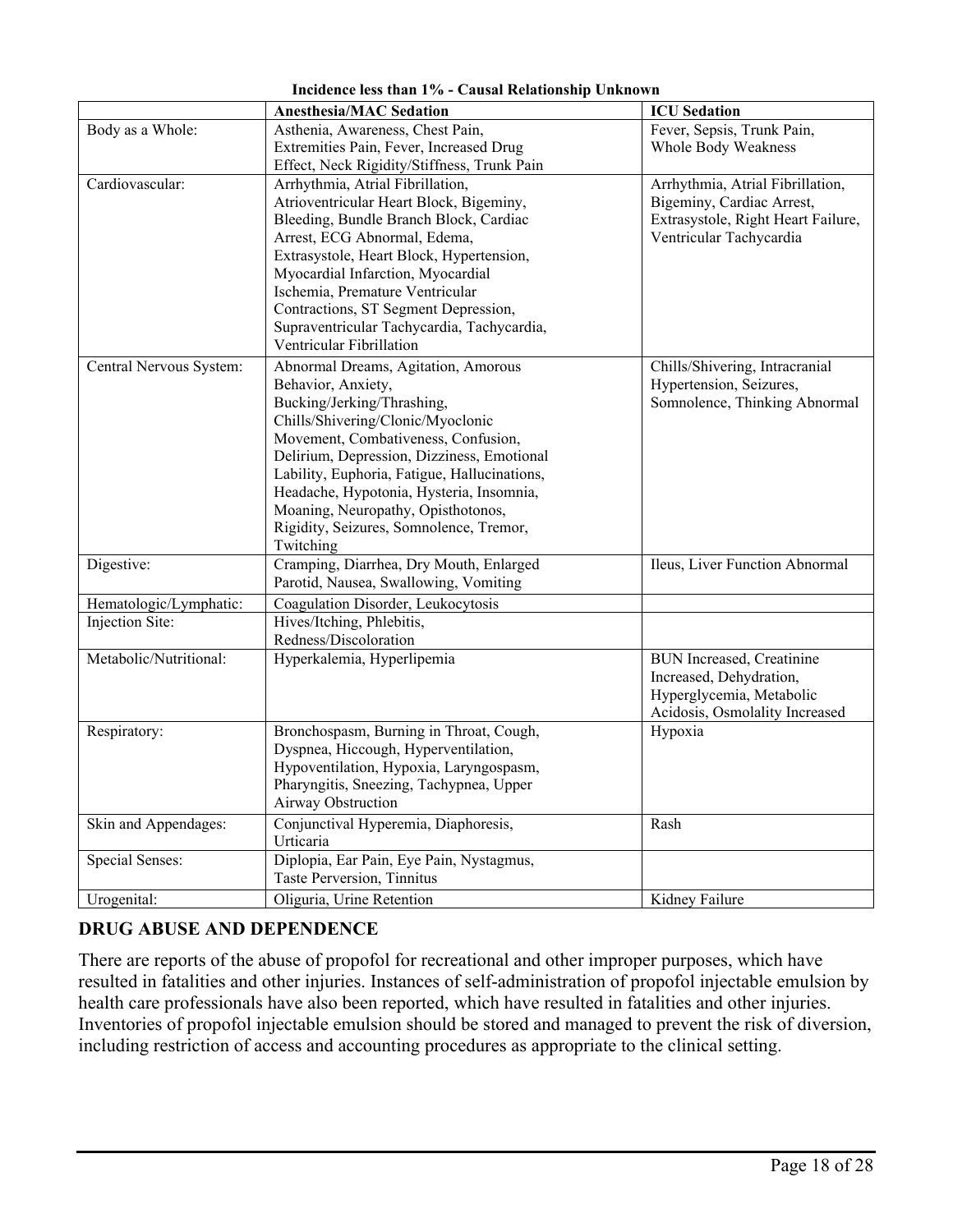**Incidence less than 1% - Causal Relationship Unknown**

| | Anesthesia/MAC Sedation | ICU Sedation |
|---|---|---|
| Body as a Whole: | Asthenia, Awareness, Chest Pain, Extremities Pain, Fever, Increased Drug Effect, Neck Rigidity/Stiffness, Trunk Pain | Fever, Sepsis, Trunk Pain, Whole Body Weakness |
| Cardiovascular: | Arrhythmia, Atrial Fibrillation, Atrioventricular Heart Block, Bigeminy, Bleeding, Bundle Branch Block, Cardiac Arrest, ECG Abnormal, Edema, Extrasystole, Heart Block, Hypertension, Myocardial Infarction, Myocardial Ischemia, Premature Ventricular Contractions, ST Segment Depression, Supraventricular Tachycardia, Tachycardia, Ventricular Fibrillation | Arrhythmia, Atrial Fibrillation, Bigeminy, Cardiac Arrest, Extrasystole, Right Heart Failure, Ventricular Tachycardia |
| Central Nervous System: | Abnormal Dreams, Agitation, Amorous Behavior, Anxiety, Bucking/Jerking/Thrashing, Chills/Shivering/Clonic/Myoclonic Movement, Combativeness, Confusion, Delirium, Depression, Dizziness, Emotional Lability, Euphoria, Fatigue, Hallucinations, Headache, Hypotonia, Hysteria, Insomnia, Moaning, Neuropathy, Opisthotonos, Rigidity, Seizures, Somnolence, Tremor, Twitching | Chills/Shivering, Intracranial Hypertension, Seizures, Somnolence, Thinking Abnormal |
| Digestive: | Cramping, Diarrhea, Dry Mouth, Enlarged Parotid, Nausea, Swallowing, Vomiting | Ileus, Liver Function Abnormal |
| Hematologic/Lymphatic: | Coagulation Disorder, Leukocytosis | |
| Injection Site: | Hives/Itching, Phlebitis, Redness/Discoloration | |
| Metabolic/Nutritional: | Hyperkalemia, Hyperlipemia | BUN Increased, Creatinine Increased, Dehydration, Hyperglycemia, Metabolic Acidosis, Osmolality Increased |
| Respiratory: | Bronchospasm, Burning in Throat, Cough, Dyspnea, Hiccough, Hyperventilation, Hypoventilation, Hypoxia, Laryngospasm, Pharyngitis, Sneezing, Tachypnea, Upper Airway Obstruction | Hypoxia |
| Skin and Appendages: | Conjunctival Hyperemia, Diaphoresis, Urticaria | Rash |
| Special Senses: | Diplopia, Ear Pain, Eye Pain, Nystagmus, Taste Perversion, Tinnitus | |
| Urogenital: | Oliguria, Urine Retention | Kidney Failure |

## DRUG ABUSE AND DEPENDENCE

There are reports of the abuse of propofol for recreational and other improper purposes, which have resulted in fatalities and other injuries. Instances of self-administration of propofol injectable emulsion by health care professionals have also been reported, which have resulted in fatalities and other injuries. Inventories of propofol injectable emulsion should be stored and managed to prevent the risk of diversion, including restriction of access and accounting procedures as appropriate to the clinical setting.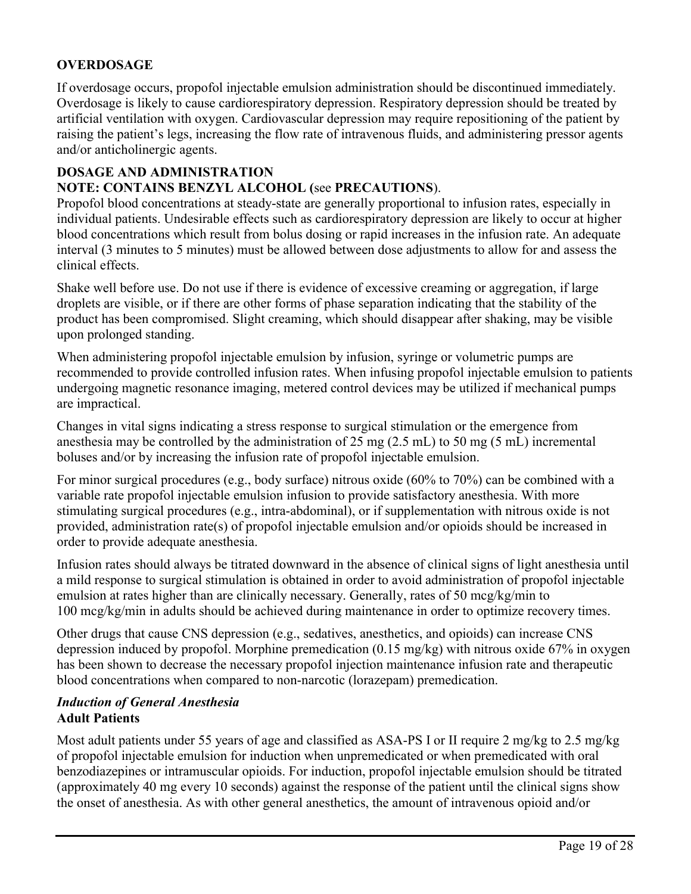## OVERDOSAGE

If overdosage occurs, propofol injectable emulsion administration should be discontinued immediately. Overdosage is likely to cause cardiorespiratory depression. Respiratory depression should be treated by artificial ventilation with oxygen. Cardiovascular depression may require repositioning of the patient by raising the patient's legs, increasing the flow rate of intravenous fluids, and administering pressor agents and/or anticholinergic agents.

## DOSAGE AND ADMINISTRATION

**NOTE: CONTAINS BENZYL ALCOHOL (**see **PRECAUTIONS**).

Propofol blood concentrations at steady-state are generally proportional to infusion rates, especially in individual patients. Undesirable effects such as cardiorespiratory depression are likely to occur at higher blood concentrations which result from bolus dosing or rapid increases in the infusion rate. An adequate interval (3 minutes to 5 minutes) must be allowed between dose adjustments to allow for and assess the clinical effects.

Shake well before use. Do not use if there is evidence of excessive creaming or aggregation, if large droplets are visible, or if there are other forms of phase separation indicating that the stability of the product has been compromised. Slight creaming, which should disappear after shaking, may be visible upon prolonged standing.

When administering propofol injectable emulsion by infusion, syringe or volumetric pumps are recommended to provide controlled infusion rates. When infusing propofol injectable emulsion to patients undergoing magnetic resonance imaging, metered control devices may be utilized if mechanical pumps are impractical.

Changes in vital signs indicating a stress response to surgical stimulation or the emergence from anesthesia may be controlled by the administration of 25 mg (2.5 mL) to 50 mg (5 mL) incremental boluses and/or by increasing the infusion rate of propofol injectable emulsion.

For minor surgical procedures (e.g., body surface) nitrous oxide (60% to 70%) can be combined with a variable rate propofol injectable emulsion infusion to provide satisfactory anesthesia. With more stimulating surgical procedures (e.g., intra-abdominal), or if supplementation with nitrous oxide is not provided, administration rate(s) of propofol injectable emulsion and/or opioids should be increased in order to provide adequate anesthesia.

Infusion rates should always be titrated downward in the absence of clinical signs of light anesthesia until a mild response to surgical stimulation is obtained in order to avoid administration of propofol injectable emulsion at rates higher than are clinically necessary. Generally, rates of 50 mcg/kg/min to 100 mcg/kg/min in adults should be achieved during maintenance in order to optimize recovery times.

Other drugs that cause CNS depression (e.g., sedatives, anesthetics, and opioids) can increase CNS depression induced by propofol. Morphine premedication (0.15 mg/kg) with nitrous oxide 67% in oxygen has been shown to decrease the necessary propofol injection maintenance infusion rate and therapeutic blood concentrations when compared to non-narcotic (lorazepam) premedication.

### *Induction of General Anesthesia*

**Adult Patients**

Most adult patients under 55 years of age and classified as ASA-PS I or II require 2 mg/kg to 2.5 mg/kg of propofol injectable emulsion for induction when unpremedicated or when premedicated with oral benzodiazepines or intramuscular opioids. For induction, propofol injectable emulsion should be titrated (approximately 40 mg every 10 seconds) against the response of the patient until the clinical signs show the onset of anesthesia. As with other general anesthetics, the amount of intravenous opioid and/or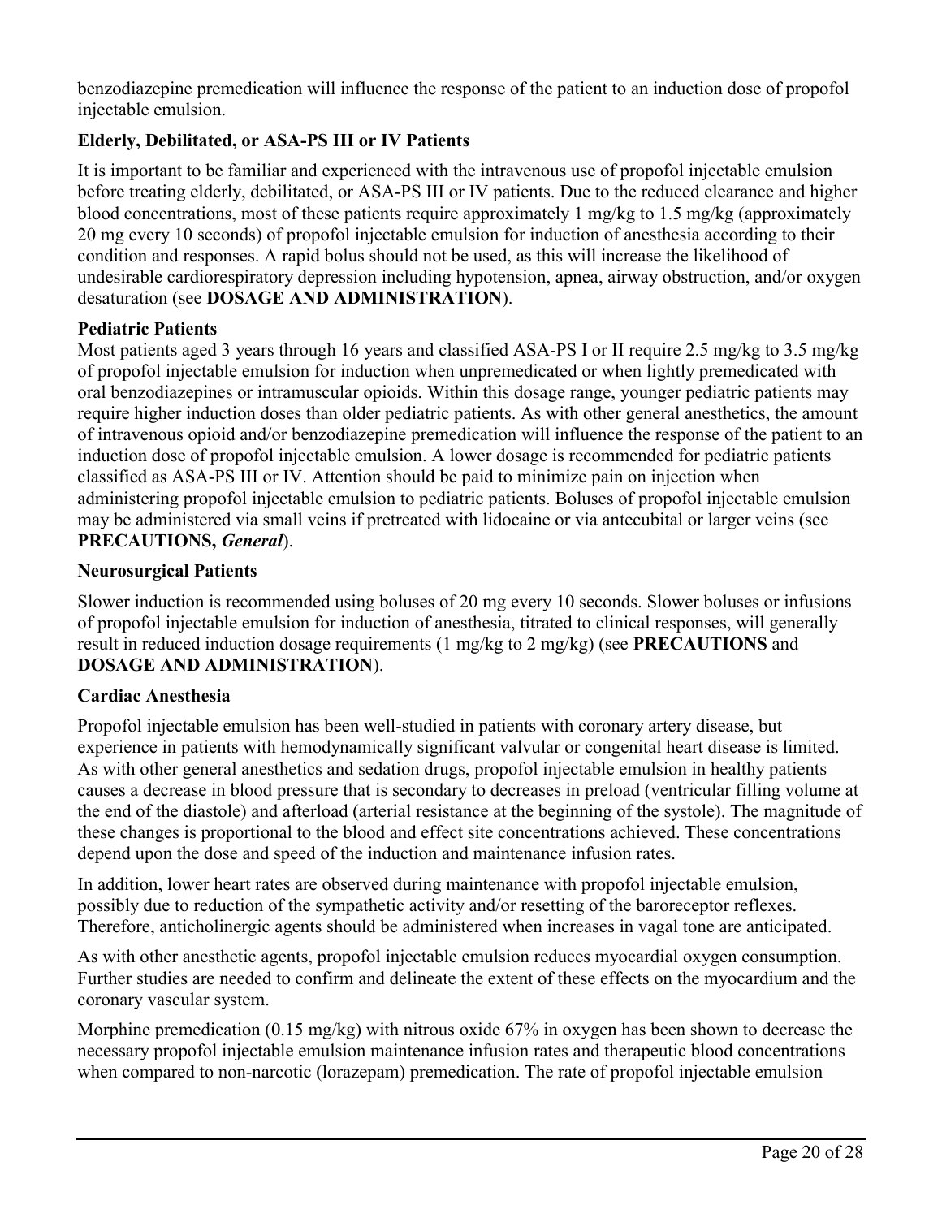benzodiazepine premedication will influence the response of the patient to an induction dose of propofol injectable emulsion.

**Elderly, Debilitated, or ASA-PS III or IV Patients**

It is important to be familiar and experienced with the intravenous use of propofol injectable emulsion before treating elderly, debilitated, or ASA-PS III or IV patients. Due to the reduced clearance and higher blood concentrations, most of these patients require approximately 1 mg/kg to 1.5 mg/kg (approximately 20 mg every 10 seconds) of propofol injectable emulsion for induction of anesthesia according to their condition and responses. A rapid bolus should not be used, as this will increase the likelihood of undesirable cardiorespiratory depression including hypotension, apnea, airway obstruction, and/or oxygen desaturation (see **DOSAGE AND ADMINISTRATION**).

**Pediatric Patients**

Most patients aged 3 years through 16 years and classified ASA-PS I or II require 2.5 mg/kg to 3.5 mg/kg of propofol injectable emulsion for induction when unpremedicated or when lightly premedicated with oral benzodiazepines or intramuscular opioids. Within this dosage range, younger pediatric patients may require higher induction doses than older pediatric patients. As with other general anesthetics, the amount of intravenous opioid and/or benzodiazepine premedication will influence the response of the patient to an induction dose of propofol injectable emulsion. A lower dosage is recommended for pediatric patients classified as ASA-PS III or IV. Attention should be paid to minimize pain on injection when administering propofol injectable emulsion to pediatric patients. Boluses of propofol injectable emulsion may be administered via small veins if pretreated with lidocaine or via antecubital or larger veins (see **PRECAUTIONS, *General***).

**Neurosurgical Patients**

Slower induction is recommended using boluses of 20 mg every 10 seconds. Slower boluses or infusions of propofol injectable emulsion for induction of anesthesia, titrated to clinical responses, will generally result in reduced induction dosage requirements (1 mg/kg to 2 mg/kg) (see **PRECAUTIONS** and **DOSAGE AND ADMINISTRATION**).

**Cardiac Anesthesia**

Propofol injectable emulsion has been well-studied in patients with coronary artery disease, but experience in patients with hemodynamically significant valvular or congenital heart disease is limited. As with other general anesthetics and sedation drugs, propofol injectable emulsion in healthy patients causes a decrease in blood pressure that is secondary to decreases in preload (ventricular filling volume at the end of the diastole) and afterload (arterial resistance at the beginning of the systole). The magnitude of these changes is proportional to the blood and effect site concentrations achieved. These concentrations depend upon the dose and speed of the induction and maintenance infusion rates.

In addition, lower heart rates are observed during maintenance with propofol injectable emulsion, possibly due to reduction of the sympathetic activity and/or resetting of the baroreceptor reflexes. Therefore, anticholinergic agents should be administered when increases in vagal tone are anticipated.

As with other anesthetic agents, propofol injectable emulsion reduces myocardial oxygen consumption. Further studies are needed to confirm and delineate the extent of these effects on the myocardium and the coronary vascular system.

Morphine premedication (0.15 mg/kg) with nitrous oxide 67% in oxygen has been shown to decrease the necessary propofol injectable emulsion maintenance infusion rates and therapeutic blood concentrations when compared to non-narcotic (lorazepam) premedication. The rate of propofol injectable emulsion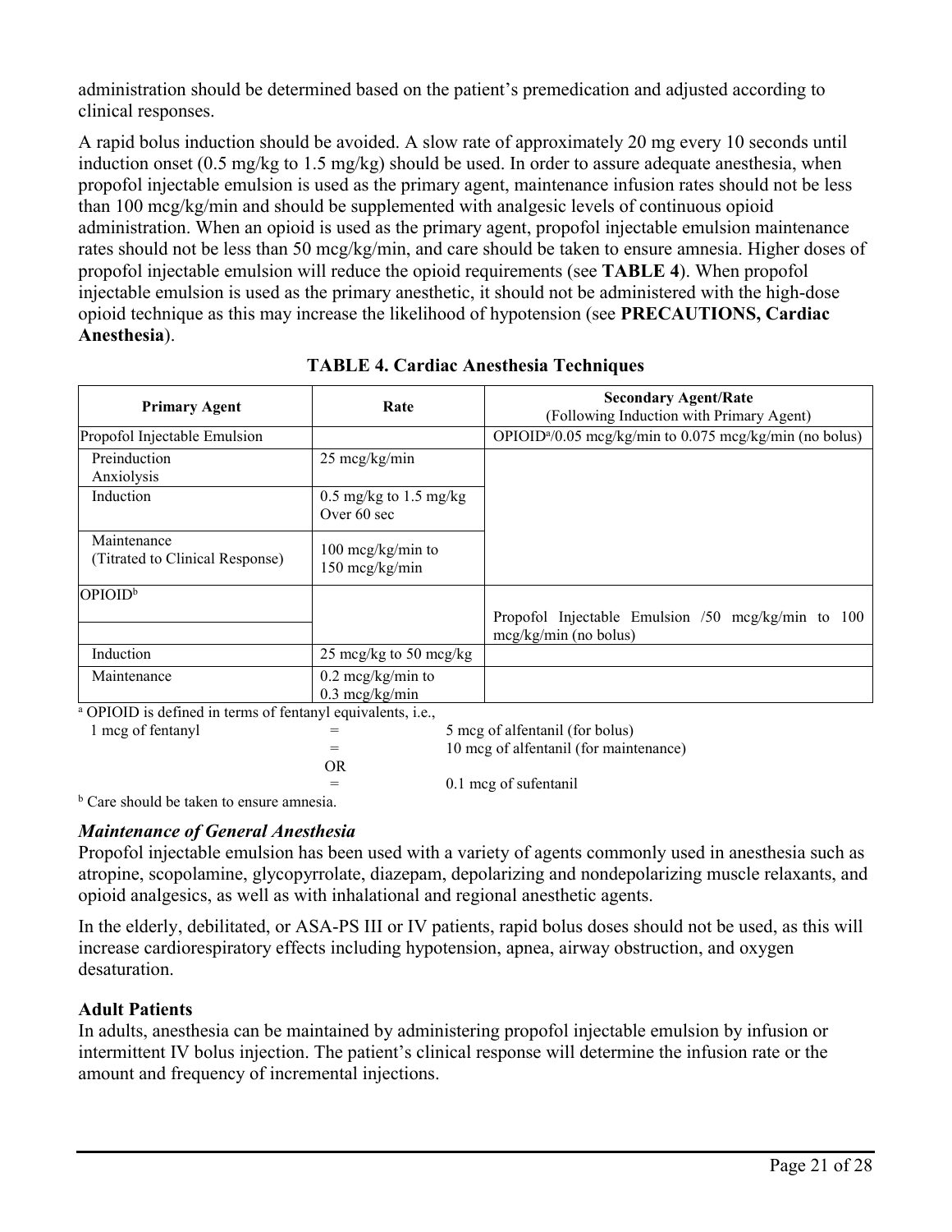administration should be determined based on the patient's premedication and adjusted according to clinical responses.

A rapid bolus induction should be avoided. A slow rate of approximately 20 mg every 10 seconds until induction onset (0.5 mg/kg to 1.5 mg/kg) should be used. In order to assure adequate anesthesia, when propofol injectable emulsion is used as the primary agent, maintenance infusion rates should not be less than 100 mcg/kg/min and should be supplemented with analgesic levels of continuous opioid administration. When an opioid is used as the primary agent, propofol injectable emulsion maintenance rates should not be less than 50 mcg/kg/min, and care should be taken to ensure amnesia. Higher doses of propofol injectable emulsion will reduce the opioid requirements (see **TABLE 4**). When propofol injectable emulsion is used as the primary anesthetic, it should not be administered with the high-dose opioid technique as this may increase the likelihood of hypotension (see **PRECAUTIONS, Cardiac Anesthesia**).

**TABLE 4. Cardiac Anesthesia Techniques**

| Primary Agent | Rate | Secondary Agent/Rate (Following Induction with Primary Agent) |
|---|---|---|
| Propofol Injectable Emulsion | | OPIOID[a]/0.05 mcg/kg/min to 0.075 mcg/kg/min (no bolus) |
| Preinduction Anxiolysis | 25 mcg/kg/min | |
| Induction | 0.5 mg/kg to 1.5 mg/kg Over 60 sec | |
| Maintenance (Titrated to Clinical Response) | 100 mcg/kg/min to 150 mcg/kg/min | |
| OPIOID[b] | | Propofol Injectable Emulsion /50 mcg/kg/min to 100 mcg/kg/min (no bolus) |
| Induction | 25 mcg/kg to 50 mcg/kg | |
| Maintenance | 0.2 mcg/kg/min to 0.3 mcg/kg/min | |

[a] OPIOID is defined in terms of fentanyl equivalents, i.e.,

1 mcg of fentanyl = 5 mcg of alfentanil (for bolus)
= 10 mcg of alfentanil (for maintenance)
OR
= 0.1 mcg of sufentanil

[b] Care should be taken to ensure amnesia.

### *Maintenance of General Anesthesia*

Propofol injectable emulsion has been used with a variety of agents commonly used in anesthesia such as atropine, scopolamine, glycopyrrolate, diazepam, depolarizing and nondepolarizing muscle relaxants, and opioid analgesics, as well as with inhalational and regional anesthetic agents.

In the elderly, debilitated, or ASA-PS III or IV patients, rapid bolus doses should not be used, as this will increase cardiorespiratory effects including hypotension, apnea, airway obstruction, and oxygen desaturation.

#### **Adult Patients**

In adults, anesthesia can be maintained by administering propofol injectable emulsion by infusion or intermittent IV bolus injection. The patient's clinical response will determine the infusion rate or the amount and frequency of incremental injections.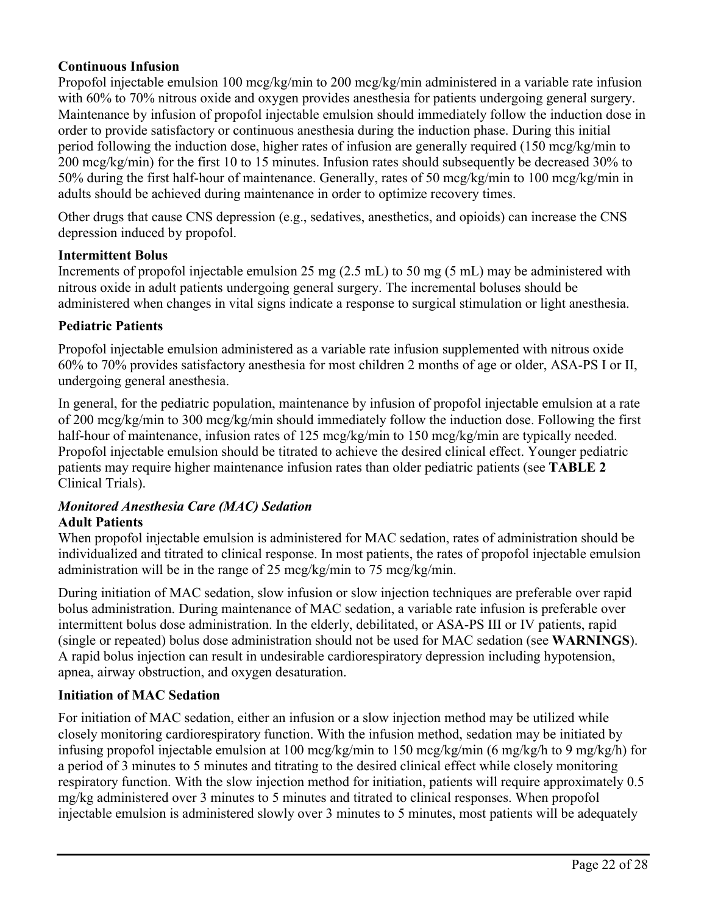**Continuous Infusion**

Propofol injectable emulsion 100 mcg/kg/min to 200 mcg/kg/min administered in a variable rate infusion with 60% to 70% nitrous oxide and oxygen provides anesthesia for patients undergoing general surgery. Maintenance by infusion of propofol injectable emulsion should immediately follow the induction dose in order to provide satisfactory or continuous anesthesia during the induction phase. During this initial period following the induction dose, higher rates of infusion are generally required (150 mcg/kg/min to 200 mcg/kg/min) for the first 10 to 15 minutes. Infusion rates should subsequently be decreased 30% to 50% during the first half-hour of maintenance. Generally, rates of 50 mcg/kg/min to 100 mcg/kg/min in adults should be achieved during maintenance in order to optimize recovery times.

Other drugs that cause CNS depression (e.g., sedatives, anesthetics, and opioids) can increase the CNS depression induced by propofol.

**Intermittent Bolus**

Increments of propofol injectable emulsion 25 mg (2.5 mL) to 50 mg (5 mL) may be administered with nitrous oxide in adult patients undergoing general surgery. The incremental boluses should be administered when changes in vital signs indicate a response to surgical stimulation or light anesthesia.

**Pediatric Patients**

Propofol injectable emulsion administered as a variable rate infusion supplemented with nitrous oxide 60% to 70% provides satisfactory anesthesia for most children 2 months of age or older, ASA-PS I or II, undergoing general anesthesia.

In general, for the pediatric population, maintenance by infusion of propofol injectable emulsion at a rate of 200 mcg/kg/min to 300 mcg/kg/min should immediately follow the induction dose. Following the first half-hour of maintenance, infusion rates of 125 mcg/kg/min to 150 mcg/kg/min are typically needed. Propofol injectable emulsion should be titrated to achieve the desired clinical effect. Younger pediatric patients may require higher maintenance infusion rates than older pediatric patients (see **TABLE 2** Clinical Trials).

***Monitored Anesthesia Care (MAC) Sedation***

**Adult Patients**

When propofol injectable emulsion is administered for MAC sedation, rates of administration should be individualized and titrated to clinical response. In most patients, the rates of propofol injectable emulsion administration will be in the range of 25 mcg/kg/min to 75 mcg/kg/min.

During initiation of MAC sedation, slow infusion or slow injection techniques are preferable over rapid bolus administration. During maintenance of MAC sedation, a variable rate infusion is preferable over intermittent bolus dose administration. In the elderly, debilitated, or ASA-PS III or IV patients, rapid (single or repeated) bolus dose administration should not be used for MAC sedation (see **WARNINGS**). A rapid bolus injection can result in undesirable cardiorespiratory depression including hypotension, apnea, airway obstruction, and oxygen desaturation.

**Initiation of MAC Sedation**

For initiation of MAC sedation, either an infusion or a slow injection method may be utilized while closely monitoring cardiorespiratory function. With the infusion method, sedation may be initiated by infusing propofol injectable emulsion at 100 mcg/kg/min to 150 mcg/kg/min (6 mg/kg/h to 9 mg/kg/h) for a period of 3 minutes to 5 minutes and titrating to the desired clinical effect while closely monitoring respiratory function. With the slow injection method for initiation, patients will require approximately 0.5 mg/kg administered over 3 minutes to 5 minutes and titrated to clinical responses. When propofol injectable emulsion is administered slowly over 3 minutes to 5 minutes, most patients will be adequately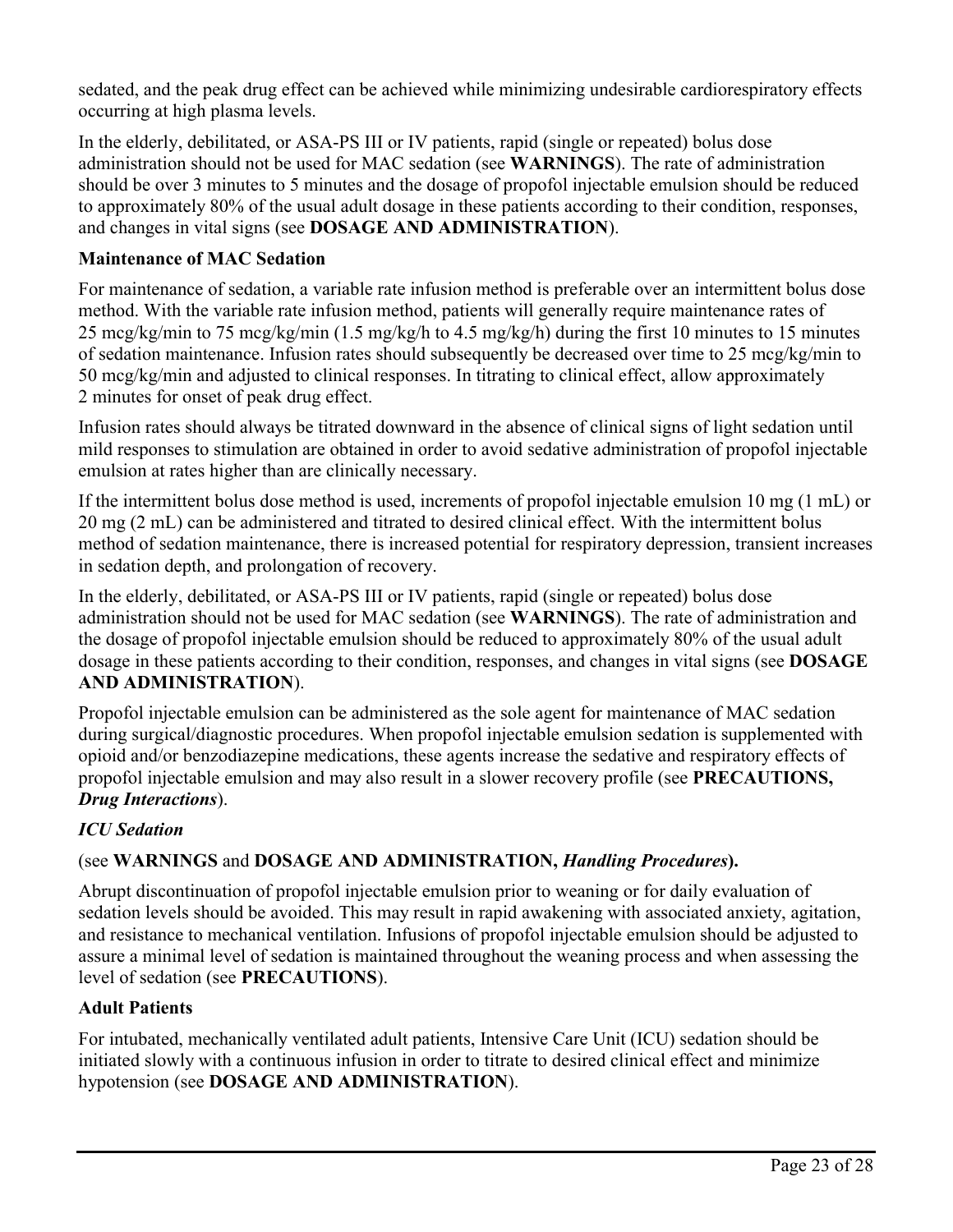sedated, and the peak drug effect can be achieved while minimizing undesirable cardiorespiratory effects occurring at high plasma levels.

In the elderly, debilitated, or ASA-PS III or IV patients, rapid (single or repeated) bolus dose administration should not be used for MAC sedation (see **WARNINGS**). The rate of administration should be over 3 minutes to 5 minutes and the dosage of propofol injectable emulsion should be reduced to approximately 80% of the usual adult dosage in these patients according to their condition, responses, and changes in vital signs (see **DOSAGE AND ADMINISTRATION**).

**Maintenance of MAC Sedation**

For maintenance of sedation, a variable rate infusion method is preferable over an intermittent bolus dose method. With the variable rate infusion method, patients will generally require maintenance rates of 25 mcg/kg/min to 75 mcg/kg/min (1.5 mg/kg/h to 4.5 mg/kg/h) during the first 10 minutes to 15 minutes of sedation maintenance. Infusion rates should subsequently be decreased over time to 25 mcg/kg/min to 50 mcg/kg/min and adjusted to clinical responses. In titrating to clinical effect, allow approximately 2 minutes for onset of peak drug effect.

Infusion rates should always be titrated downward in the absence of clinical signs of light sedation until mild responses to stimulation are obtained in order to avoid sedative administration of propofol injectable emulsion at rates higher than are clinically necessary.

If the intermittent bolus dose method is used, increments of propofol injectable emulsion 10 mg (1 mL) or 20 mg (2 mL) can be administered and titrated to desired clinical effect. With the intermittent bolus method of sedation maintenance, there is increased potential for respiratory depression, transient increases in sedation depth, and prolongation of recovery.

In the elderly, debilitated, or ASA-PS III or IV patients, rapid (single or repeated) bolus dose administration should not be used for MAC sedation (see **WARNINGS**). The rate of administration and the dosage of propofol injectable emulsion should be reduced to approximately 80% of the usual adult dosage in these patients according to their condition, responses, and changes in vital signs (see **DOSAGE AND ADMINISTRATION**).

Propofol injectable emulsion can be administered as the sole agent for maintenance of MAC sedation during surgical/diagnostic procedures. When propofol injectable emulsion sedation is supplemented with opioid and/or benzodiazepine medications, these agents increase the sedative and respiratory effects of propofol injectable emulsion and may also result in a slower recovery profile (see **PRECAUTIONS, *Drug Interactions***).

***ICU Sedation***

(see **WARNINGS** and **DOSAGE AND ADMINISTRATION, *Handling Procedures*).**

Abrupt discontinuation of propofol injectable emulsion prior to weaning or for daily evaluation of sedation levels should be avoided. This may result in rapid awakening with associated anxiety, agitation, and resistance to mechanical ventilation. Infusions of propofol injectable emulsion should be adjusted to assure a minimal level of sedation is maintained throughout the weaning process and when assessing the level of sedation (see **PRECAUTIONS**).

**Adult Patients**

For intubated, mechanically ventilated adult patients, Intensive Care Unit (ICU) sedation should be initiated slowly with a continuous infusion in order to titrate to desired clinical effect and minimize hypotension (see **DOSAGE AND ADMINISTRATION**).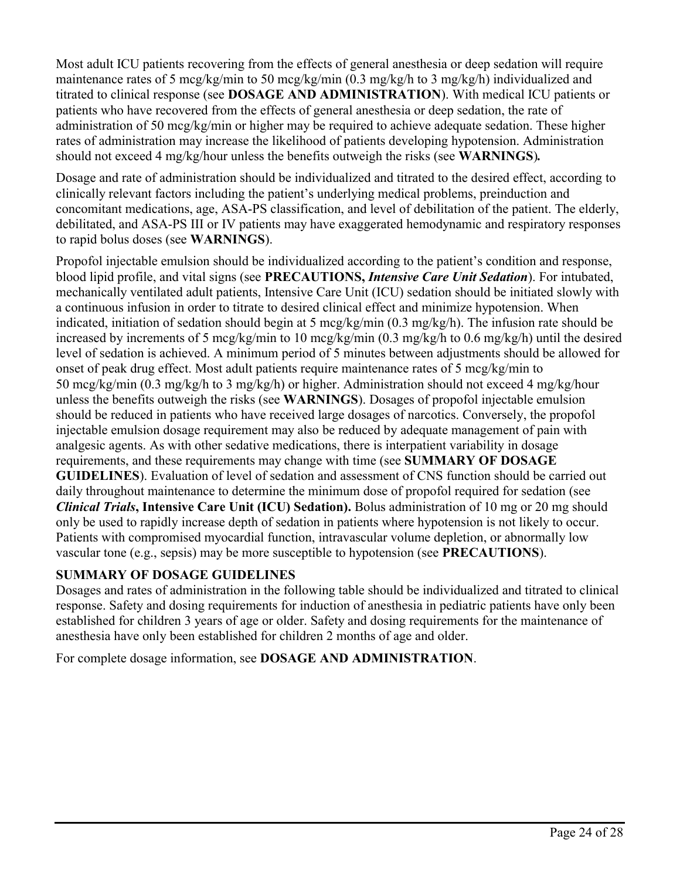Most adult ICU patients recovering from the effects of general anesthesia or deep sedation will require maintenance rates of 5 mcg/kg/min to 50 mcg/kg/min (0.3 mg/kg/h to 3 mg/kg/h) individualized and titrated to clinical response (see **DOSAGE AND ADMINISTRATION**). With medical ICU patients or patients who have recovered from the effects of general anesthesia or deep sedation, the rate of administration of 50 mcg/kg/min or higher may be required to achieve adequate sedation. These higher rates of administration may increase the likelihood of patients developing hypotension. Administration should not exceed 4 mg/kg/hour unless the benefits outweigh the risks (see **WARNINGS**)**.**

Dosage and rate of administration should be individualized and titrated to the desired effect, according to clinically relevant factors including the patient's underlying medical problems, preinduction and concomitant medications, age, ASA-PS classification, and level of debilitation of the patient. The elderly, debilitated, and ASA-PS III or IV patients may have exaggerated hemodynamic and respiratory responses to rapid bolus doses (see **WARNINGS**).

Propofol injectable emulsion should be individualized according to the patient's condition and response, blood lipid profile, and vital signs (see **PRECAUTIONS,** ***Intensive Care Unit Sedation***). For intubated, mechanically ventilated adult patients, Intensive Care Unit (ICU) sedation should be initiated slowly with a continuous infusion in order to titrate to desired clinical effect and minimize hypotension. When indicated, initiation of sedation should begin at 5 mcg/kg/min (0.3 mg/kg/h). The infusion rate should be increased by increments of 5 mcg/kg/min to 10 mcg/kg/min (0.3 mg/kg/h to 0.6 mg/kg/h) until the desired level of sedation is achieved. A minimum period of 5 minutes between adjustments should be allowed for onset of peak drug effect. Most adult patients require maintenance rates of 5 mcg/kg/min to 50 mcg/kg/min (0.3 mg/kg/h to 3 mg/kg/h) or higher. Administration should not exceed 4 mg/kg/hour unless the benefits outweigh the risks (see **WARNINGS**). Dosages of propofol injectable emulsion should be reduced in patients who have received large dosages of narcotics. Conversely, the propofol injectable emulsion dosage requirement may also be reduced by adequate management of pain with analgesic agents. As with other sedative medications, there is interpatient variability in dosage requirements, and these requirements may change with time (see **SUMMARY OF DOSAGE GUIDELINES**). Evaluation of level of sedation and assessment of CNS function should be carried out daily throughout maintenance to determine the minimum dose of propofol required for sedation (see ***Clinical Trials*****, Intensive Care Unit (ICU) Sedation).** Bolus administration of 10 mg or 20 mg should only be used to rapidly increase depth of sedation in patients where hypotension is not likely to occur. Patients with compromised myocardial function, intravascular volume depletion, or abnormally low vascular tone (e.g., sepsis) may be more susceptible to hypotension (see **PRECAUTIONS**).

**SUMMARY OF DOSAGE GUIDELINES**

Dosages and rates of administration in the following table should be individualized and titrated to clinical response. Safety and dosing requirements for induction of anesthesia in pediatric patients have only been established for children 3 years of age or older. Safety and dosing requirements for the maintenance of anesthesia have only been established for children 2 months of age and older.

For complete dosage information, see **DOSAGE AND ADMINISTRATION**.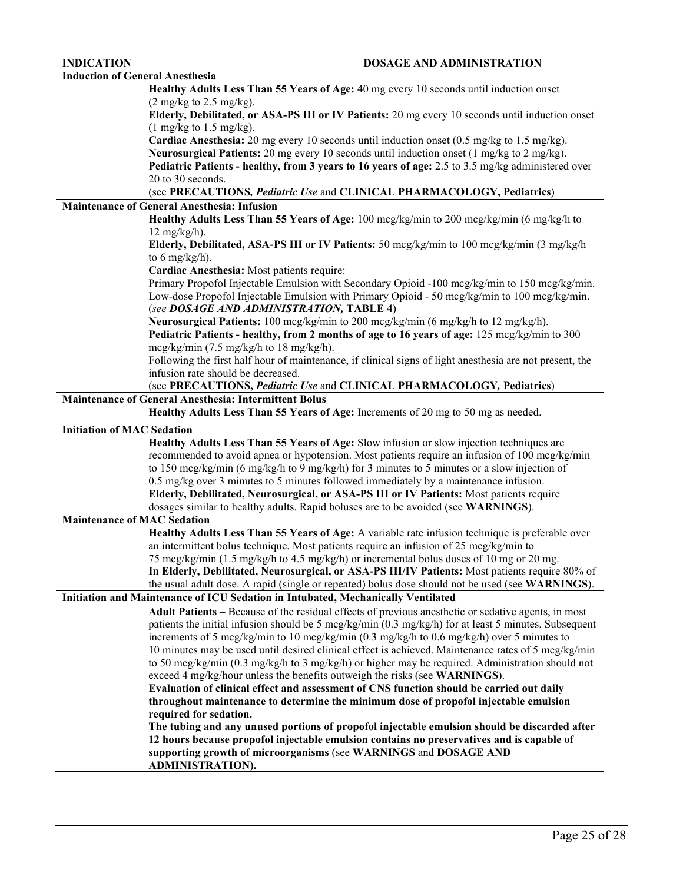| INDICATION | DOSAGE AND ADMINISTRATION |
|---|---|
| **Induction of General Anesthesia** | |
| | **Healthy Adults Less Than 55 Years of Age:** 40 mg every 10 seconds until induction onset (2 mg/kg to 2.5 mg/kg).<br>**Elderly, Debilitated, or ASA-PS III or IV Patients:** 20 mg every 10 seconds until induction onset (1 mg/kg to 1.5 mg/kg).<br>**Cardiac Anesthesia:** 20 mg every 10 seconds until induction onset (0.5 mg/kg to 1.5 mg/kg).<br>**Neurosurgical Patients:** 20 mg every 10 seconds until induction onset (1 mg/kg to 2 mg/kg).<br>**Pediatric Patients - healthy, from 3 years to 16 years of age:** 2.5 to 3.5 mg/kg administered over 20 to 30 seconds.<br>(see **PRECAUTIONS,** ***Pediatric Use*** and **CLINICAL PHARMACOLOGY, Pediatrics**) |
| **Maintenance of General Anesthesia: Infusion** | |
| | **Healthy Adults Less Than 55 Years of Age:** 100 mcg/kg/min to 200 mcg/kg/min (6 mg/kg/h to 12 mg/kg/h).<br>**Elderly, Debilitated, ASA-PS III or IV Patients:** 50 mcg/kg/min to 100 mcg/kg/min (3 mg/kg/h to 6 mg/kg/h).<br>**Cardiac Anesthesia:** Most patients require:<br>Primary Propofol Injectable Emulsion with Secondary Opioid -100 mcg/kg/min to 150 mcg/kg/min.<br>Low-dose Propofol Injectable Emulsion with Primary Opioid - 50 mcg/kg/min to 100 mcg/kg/min.<br>(*see* ***DOSAGE AND ADMINISTRATION,*** **TABLE 4**)<br>**Neurosurgical Patients:** 100 mcg/kg/min to 200 mcg/kg/min (6 mg/kg/h to 12 mg/kg/h).<br>**Pediatric Patients - healthy, from 2 months of age to 16 years of age:** 125 mcg/kg/min to 300 mcg/kg/min (7.5 mg/kg/h to 18 mg/kg/h).<br>Following the first half hour of maintenance, if clinical signs of light anesthesia are not present, the infusion rate should be decreased.<br>(see **PRECAUTIONS,** ***Pediatric Use*** and **CLINICAL PHARMACOLOGY, Pediatrics**) |
| **Maintenance of General Anesthesia: Intermittent Bolus** | |
| | **Healthy Adults Less Than 55 Years of Age:** Increments of 20 mg to 50 mg as needed. |
| **Initiation of MAC Sedation** | |
| | **Healthy Adults Less Than 55 Years of Age:** Slow infusion or slow injection techniques are recommended to avoid apnea or hypotension. Most patients require an infusion of 100 mcg/kg/min to 150 mcg/kg/min (6 mg/kg/h to 9 mg/kg/h) for 3 minutes to 5 minutes or a slow injection of 0.5 mg/kg over 3 minutes to 5 minutes followed immediately by a maintenance infusion.<br>**Elderly, Debilitated, Neurosurgical, or ASA-PS III or IV Patients:** Most patients require dosages similar to healthy adults. Rapid boluses are to be avoided (see **WARNINGS**). |
| **Maintenance of MAC Sedation** | |
| | **Healthy Adults Less Than 55 Years of Age:** A variable rate infusion technique is preferable over an intermittent bolus technique. Most patients require an infusion of 25 mcg/kg/min to 75 mcg/kg/min (1.5 mg/kg/h to 4.5 mg/kg/h) or incremental bolus doses of 10 mg or 20 mg.<br>**In Elderly, Debilitated, Neurosurgical, or ASA-PS III/IV Patients:** Most patients require 80% of the usual adult dose. A rapid (single or repeated) bolus dose should not be used (see **WARNINGS**). |
| **Initiation and Maintenance of ICU Sedation in Intubated, Mechanically Ventilated** | |
| | **Adult Patients –** Because of the residual effects of previous anesthetic or sedative agents, in most patients the initial infusion should be 5 mcg/kg/min (0.3 mg/kg/h) for at least 5 minutes. Subsequent increments of 5 mcg/kg/min to 10 mcg/kg/min (0.3 mg/kg/h to 0.6 mg/kg/h) over 5 minutes to 10 minutes may be used until desired clinical effect is achieved. Maintenance rates of 5 mcg/kg/min to 50 mcg/kg/min (0.3 mg/kg/h to 3 mg/kg/h) or higher may be required. Administration should not exceed 4 mg/kg/hour unless the benefits outweigh the risks (see **WARNINGS**).<br>**Evaluation of clinical effect and assessment of CNS function should be carried out daily throughout maintenance to determine the minimum dose of propofol injectable emulsion required for sedation.**<br>**The tubing and any unused portions of propofol injectable emulsion should be discarded after 12 hours because propofol injectable emulsion contains no preservatives and is capable of supporting growth of microorganisms** (see **WARNINGS** and **DOSAGE AND ADMINISTRATION).** |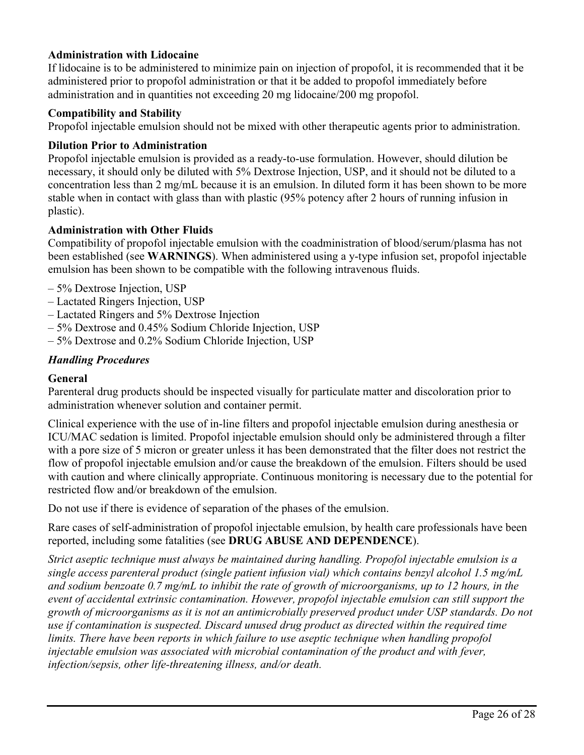**Administration with Lidocaine**
If lidocaine is to be administered to minimize pain on injection of propofol, it is recommended that it be administered prior to propofol administration or that it be added to propofol immediately before administration and in quantities not exceeding 20 mg lidocaine/200 mg propofol.

**Compatibility and Stability**
Propofol injectable emulsion should not be mixed with other therapeutic agents prior to administration.

**Dilution Prior to Administration**
Propofol injectable emulsion is provided as a ready-to-use formulation. However, should dilution be necessary, it should only be diluted with 5% Dextrose Injection, USP, and it should not be diluted to a concentration less than 2 mg/mL because it is an emulsion. In diluted form it has been shown to be more stable when in contact with glass than with plastic (95% potency after 2 hours of running infusion in plastic).

**Administration with Other Fluids**
Compatibility of propofol injectable emulsion with the coadministration of blood/serum/plasma has not been established (see **WARNINGS**). When administered using a y-type infusion set, propofol injectable emulsion has been shown to be compatible with the following intravenous fluids.

– 5% Dextrose Injection, USP
– Lactated Ringers Injection, USP
– Lactated Ringers and 5% Dextrose Injection
– 5% Dextrose and 0.45% Sodium Chloride Injection, USP
– 5% Dextrose and 0.2% Sodium Chloride Injection, USP

***Handling Procedures***

**General**
Parenteral drug products should be inspected visually for particulate matter and discoloration prior to administration whenever solution and container permit.

Clinical experience with the use of in-line filters and propofol injectable emulsion during anesthesia or ICU/MAC sedation is limited. Propofol injectable emulsion should only be administered through a filter with a pore size of 5 micron or greater unless it has been demonstrated that the filter does not restrict the flow of propofol injectable emulsion and/or cause the breakdown of the emulsion. Filters should be used with caution and where clinically appropriate. Continuous monitoring is necessary due to the potential for restricted flow and/or breakdown of the emulsion.

Do not use if there is evidence of separation of the phases of the emulsion.

Rare cases of self-administration of propofol injectable emulsion, by health care professionals have been reported, including some fatalities (see **DRUG ABUSE AND DEPENDENCE**).

*Strict aseptic technique must always be maintained during handling. Propofol injectable emulsion is a single access parenteral product (single patient infusion vial) which contains benzyl alcohol 1.5 mg/mL and sodium benzoate 0.7 mg/mL to inhibit the rate of growth of microorganisms, up to 12 hours, in the event of accidental extrinsic contamination. However, propofol injectable emulsion can still support the growth of microorganisms as it is not an antimicrobially preserved product under USP standards. Do not use if contamination is suspected. Discard unused drug product as directed within the required time limits. There have been reports in which failure to use aseptic technique when handling propofol injectable emulsion was associated with microbial contamination of the product and with fever, infection/sepsis, other life-threatening illness, and/or death.*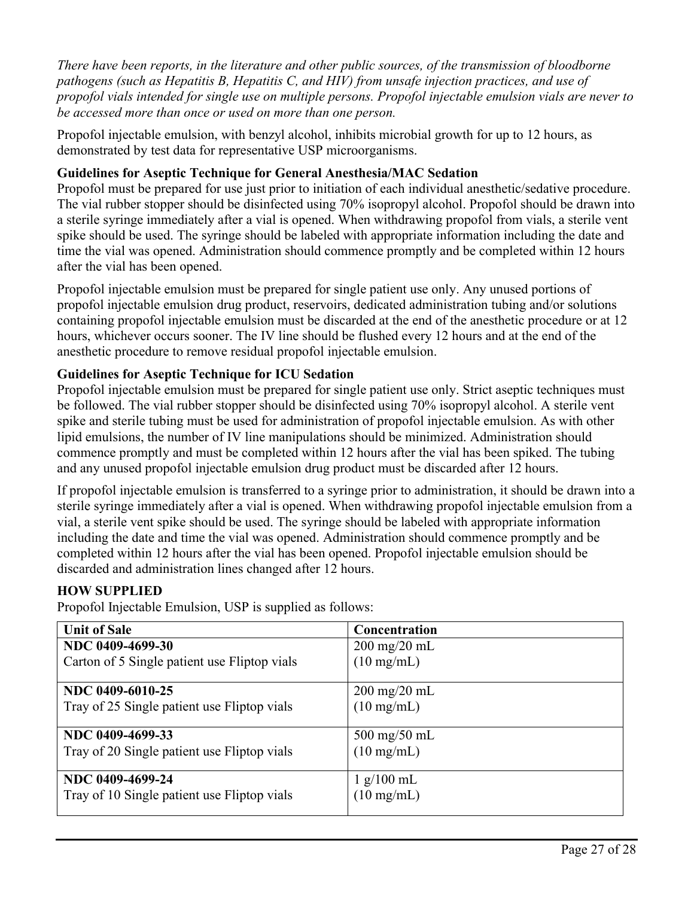*There have been reports, in the literature and other public sources, of the transmission of bloodborne pathogens (such as Hepatitis B, Hepatitis C, and HIV) from unsafe injection practices, and use of propofol vials intended for single use on multiple persons. Propofol injectable emulsion vials are never to be accessed more than once or used on more than one person.*

Propofol injectable emulsion, with benzyl alcohol, inhibits microbial growth for up to 12 hours, as demonstrated by test data for representative USP microorganisms.

**Guidelines for Aseptic Technique for General Anesthesia/MAC Sedation**

Propofol must be prepared for use just prior to initiation of each individual anesthetic/sedative procedure. The vial rubber stopper should be disinfected using 70% isopropyl alcohol. Propofol should be drawn into a sterile syringe immediately after a vial is opened. When withdrawing propofol from vials, a sterile vent spike should be used. The syringe should be labeled with appropriate information including the date and time the vial was opened. Administration should commence promptly and be completed within 12 hours after the vial has been opened.

Propofol injectable emulsion must be prepared for single patient use only. Any unused portions of propofol injectable emulsion drug product, reservoirs, dedicated administration tubing and/or solutions containing propofol injectable emulsion must be discarded at the end of the anesthetic procedure or at 12 hours, whichever occurs sooner. The IV line should be flushed every 12 hours and at the end of the anesthetic procedure to remove residual propofol injectable emulsion.

**Guidelines for Aseptic Technique for ICU Sedation**

Propofol injectable emulsion must be prepared for single patient use only. Strict aseptic techniques must be followed. The vial rubber stopper should be disinfected using 70% isopropyl alcohol. A sterile vent spike and sterile tubing must be used for administration of propofol injectable emulsion. As with other lipid emulsions, the number of IV line manipulations should be minimized. Administration should commence promptly and must be completed within 12 hours after the vial has been spiked. The tubing and any unused propofol injectable emulsion drug product must be discarded after 12 hours.

If propofol injectable emulsion is transferred to a syringe prior to administration, it should be drawn into a sterile syringe immediately after a vial is opened. When withdrawing propofol injectable emulsion from a vial, a sterile vent spike should be used. The syringe should be labeled with appropriate information including the date and time the vial was opened. Administration should commence promptly and be completed within 12 hours after the vial has been opened. Propofol injectable emulsion should be discarded and administration lines changed after 12 hours.

**HOW SUPPLIED**

Propofol Injectable Emulsion, USP is supplied as follows:

| Unit of Sale | Concentration |
|---|---|
| **NDC 0409-4699-30**<br>Carton of 5 Single patient use Fliptop vials | 200 mg/20 mL<br>(10 mg/mL) |
| **NDC 0409-6010-25**<br>Tray of 25 Single patient use Fliptop vials | 200 mg/20 mL<br>(10 mg/mL) |
| **NDC 0409-4699-33**<br>Tray of 20 Single patient use Fliptop vials | 500 mg/50 mL<br>(10 mg/mL) |
| **NDC 0409-4699-24**<br>Tray of 10 Single patient use Fliptop vials | 1 g/100 mL<br>(10 mg/mL) |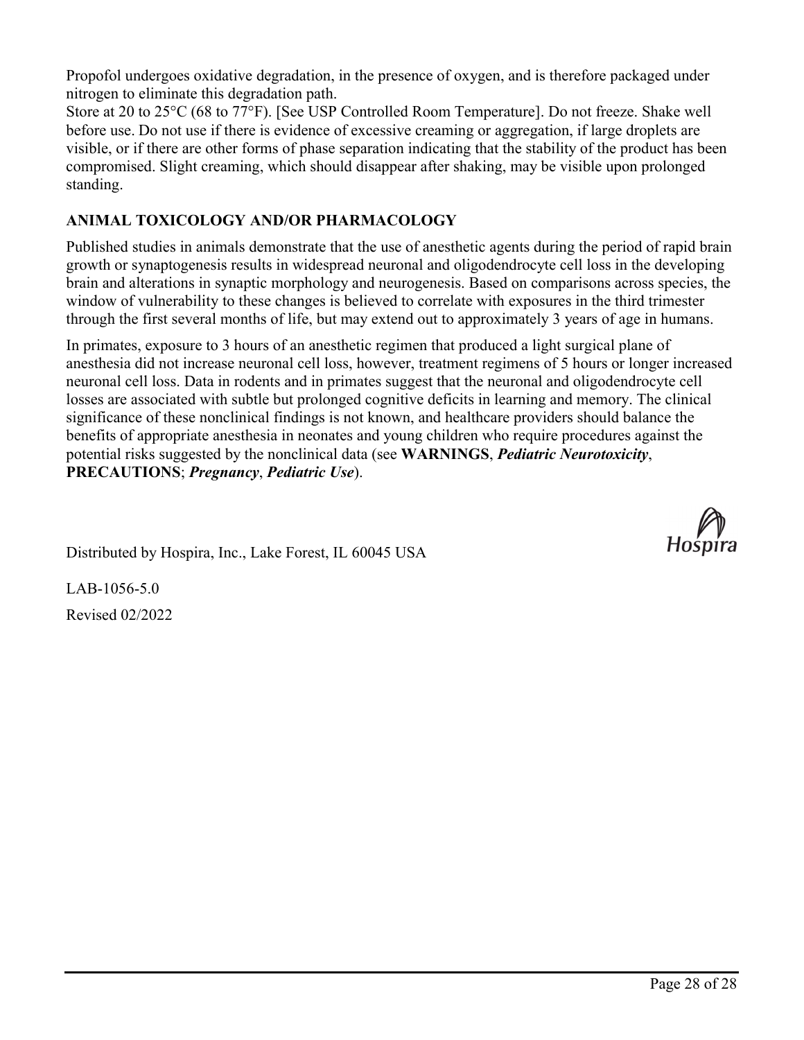Propofol undergoes oxidative degradation, in the presence of oxygen, and is therefore packaged under nitrogen to eliminate this degradation path.
Store at 20 to 25°C (68 to 77°F). [See USP Controlled Room Temperature]. Do not freeze. Shake well before use. Do not use if there is evidence of excessive creaming or aggregation, if large droplets are visible, or if there are other forms of phase separation indicating that the stability of the product has been compromised. Slight creaming, which should disappear after shaking, may be visible upon prolonged standing.

## ANIMAL TOXICOLOGY AND/OR PHARMACOLOGY

Published studies in animals demonstrate that the use of anesthetic agents during the period of rapid brain growth or synaptogenesis results in widespread neuronal and oligodendrocyte cell loss in the developing brain and alterations in synaptic morphology and neurogenesis. Based on comparisons across species, the window of vulnerability to these changes is believed to correlate with exposures in the third trimester through the first several months of life, but may extend out to approximately 3 years of age in humans.

In primates, exposure to 3 hours of an anesthetic regimen that produced a light surgical plane of anesthesia did not increase neuronal cell loss, however, treatment regimens of 5 hours or longer increased neuronal cell loss. Data in rodents and in primates suggest that the neuronal and oligodendrocyte cell losses are associated with subtle but prolonged cognitive deficits in learning and memory. The clinical significance of these nonclinical findings is not known, and healthcare providers should balance the benefits of appropriate anesthesia in neonates and young children who require procedures against the potential risks suggested by the nonclinical data (see **WARNINGS**, ***Pediatric Neurotoxicity***, **PRECAUTIONS**; ***Pregnancy***, ***Pediatric Use***).

Distributed by Hospira, Inc., Lake Forest, IL 60045 USA

Hospira

LAB-1056-5.0

Revised 02/2022